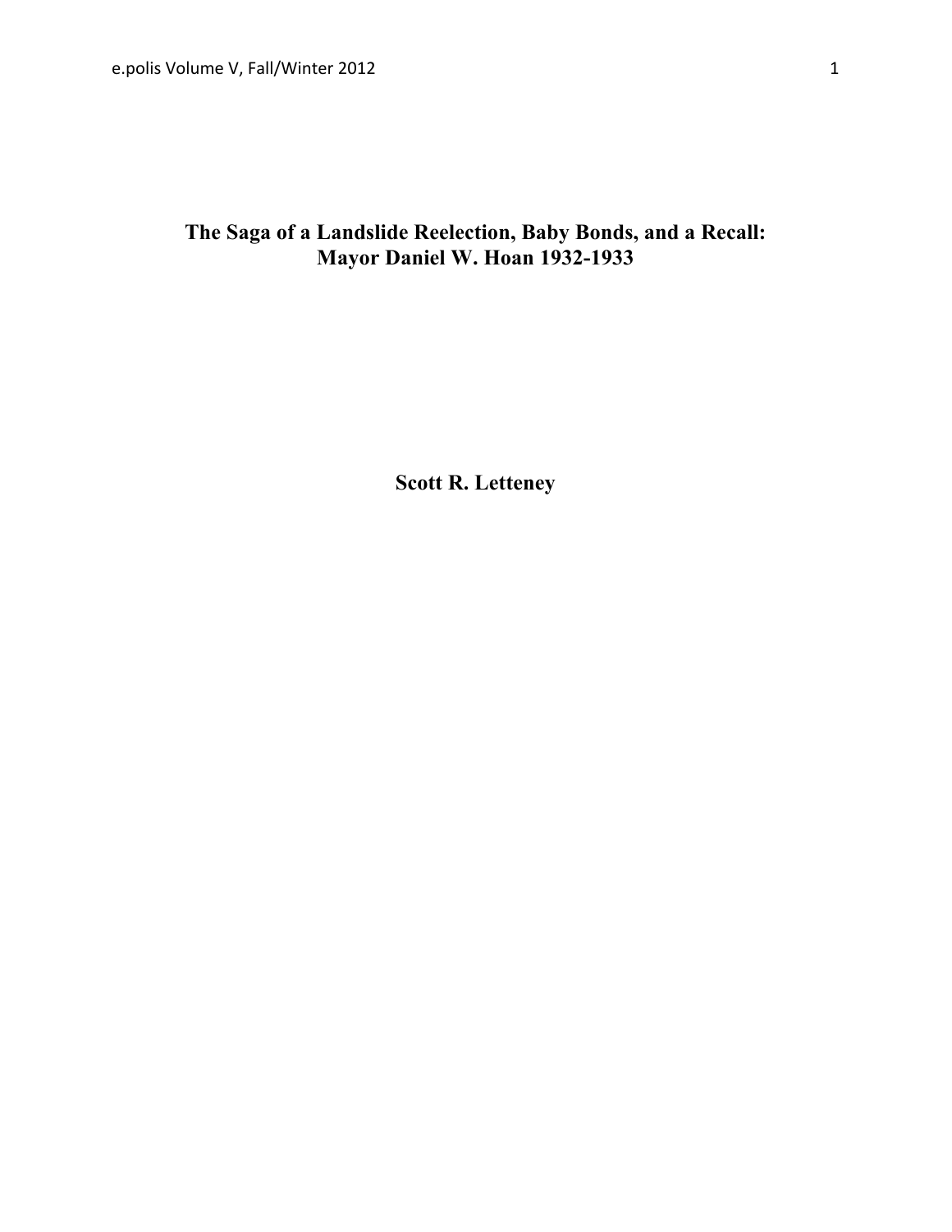# The Saga of a Landslide Reelection, Baby Bonds, and a Recall: Mayor Daniel W. Hoan 1932-1933

**Scott R. Letteney**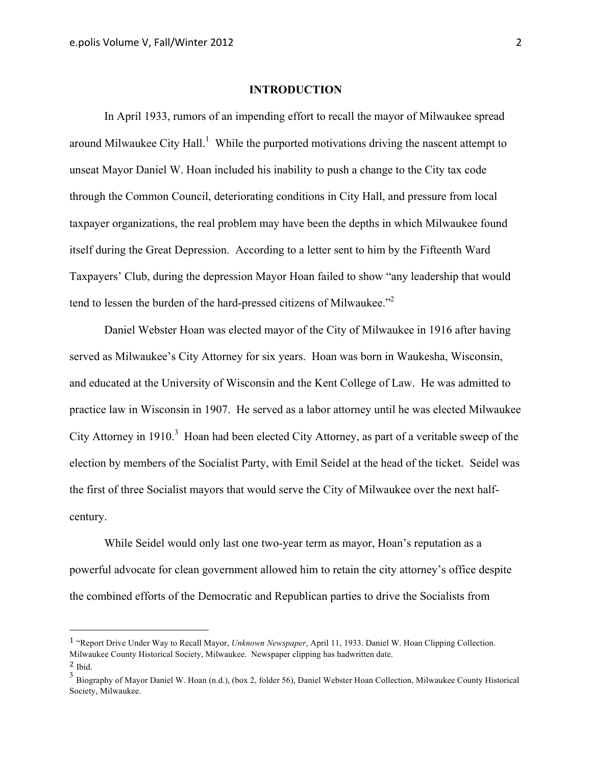## INTRODUCTION

In April 1933, rumors of an impending effort to recall the mayor of Milwaukee spread around Milwaukee City Hall.[1] While the purported motivations driving the nascent attempt to unseat Mayor Daniel W. Hoan included his inability to push a change to the City tax code through the Common Council, deteriorating conditions in City Hall, and pressure from local taxpayer organizations, the real problem may have been the depths in which Milwaukee found itself during the Great Depression. According to a letter sent to him by the Fifteenth Ward Taxpayers' Club, during the depression Mayor Hoan failed to show "any leadership that would tend to lessen the burden of the hard-pressed citizens of Milwaukee."[2]

Daniel Webster Hoan was elected mayor of the City of Milwaukee in 1916 after having served as Milwaukee's City Attorney for six years. Hoan was born in Waukesha, Wisconsin, and educated at the University of Wisconsin and the Kent College of Law. He was admitted to practice law in Wisconsin in 1907. He served as a labor attorney until he was elected Milwaukee City Attorney in 1910.[3] Hoan had been elected City Attorney, as part of a veritable sweep of the election by members of the Socialist Party, with Emil Seidel at the head of the ticket. Seidel was the first of three Socialist mayors that would serve the City of Milwaukee over the next half-century.

While Seidel would only last one two-year term as mayor, Hoan's reputation as a powerful advocate for clean government allowed him to retain the city attorney's office despite the combined efforts of the Democratic and Republican parties to drive the Socialists from

---

[1] "Report Drive Under Way to Recall Mayor, *Unknown Newspaper*, April 11, 1933. Daniel W. Hoan Clipping Collection. Milwaukee County Historical Society, Milwaukee. Newspaper clipping has hadwritten date.

[2] Ibid.

[3] Biography of Mayor Daniel W. Hoan (n.d.), (box 2, folder 56), Daniel Webster Hoan Collection, Milwaukee County Historical Society, Milwaukee.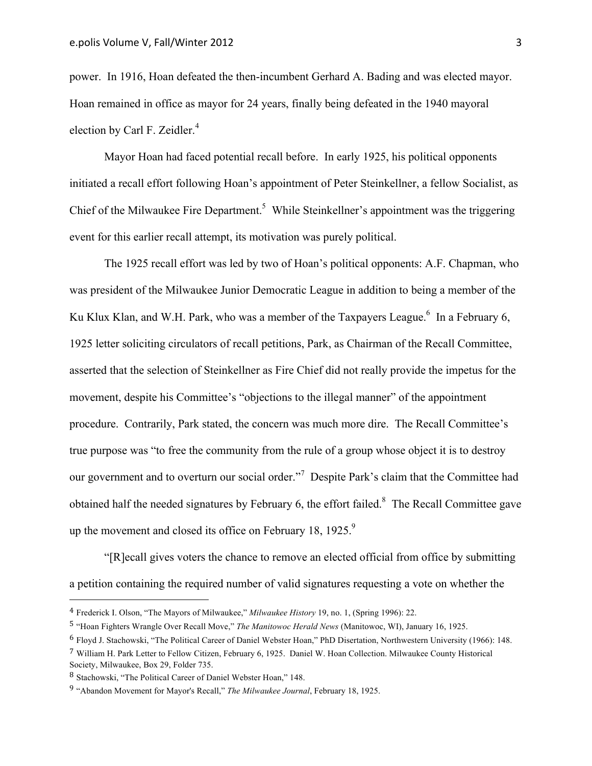power. In 1916, Hoan defeated the then-incumbent Gerhard A. Bading and was elected mayor. Hoan remained in office as mayor for 24 years, finally being defeated in the 1940 mayoral election by Carl F. Zeidler.[4]

Mayor Hoan had faced potential recall before. In early 1925, his political opponents initiated a recall effort following Hoan's appointment of Peter Steinkellner, a fellow Socialist, as Chief of the Milwaukee Fire Department.[5] While Steinkellner's appointment was the triggering event for this earlier recall attempt, its motivation was purely political.

The 1925 recall effort was led by two of Hoan's political opponents: A.F. Chapman, who was president of the Milwaukee Junior Democratic League in addition to being a member of the Ku Klux Klan, and W.H. Park, who was a member of the Taxpayers League.[6] In a February 6, 1925 letter soliciting circulators of recall petitions, Park, as Chairman of the Recall Committee, asserted that the selection of Steinkellner as Fire Chief did not really provide the impetus for the movement, despite his Committee's "objections to the illegal manner" of the appointment procedure. Contrarily, Park stated, the concern was much more dire. The Recall Committee's true purpose was "to free the community from the rule of a group whose object it is to destroy our government and to overturn our social order."[7] Despite Park's claim that the Committee had obtained half the needed signatures by February 6, the effort failed.[8] The Recall Committee gave up the movement and closed its office on February 18, 1925.[9]

"[R]ecall gives voters the chance to remove an elected official from office by submitting a petition containing the required number of valid signatures requesting a vote on whether the

---

[4] Frederick I. Olson, "The Mayors of Milwaukee," *Milwaukee History* 19, no. 1, (Spring 1996): 22.

[5] "Hoan Fighters Wrangle Over Recall Move," *The Manitowoc Herald News* (Manitowoc, WI), January 16, 1925.

[6] Floyd J. Stachowski, "The Political Career of Daniel Webster Hoan," PhD Disertation, Northwestern University (1966): 148.

[7] William H. Park Letter to Fellow Citizen, February 6, 1925. Daniel W. Hoan Collection. Milwaukee County Historical Society, Milwaukee, Box 29, Folder 735.

[8] Stachowski, "The Political Career of Daniel Webster Hoan," 148.

[9] "Abandon Movement for Mayor's Recall," *The Milwaukee Journal*, February 18, 1925.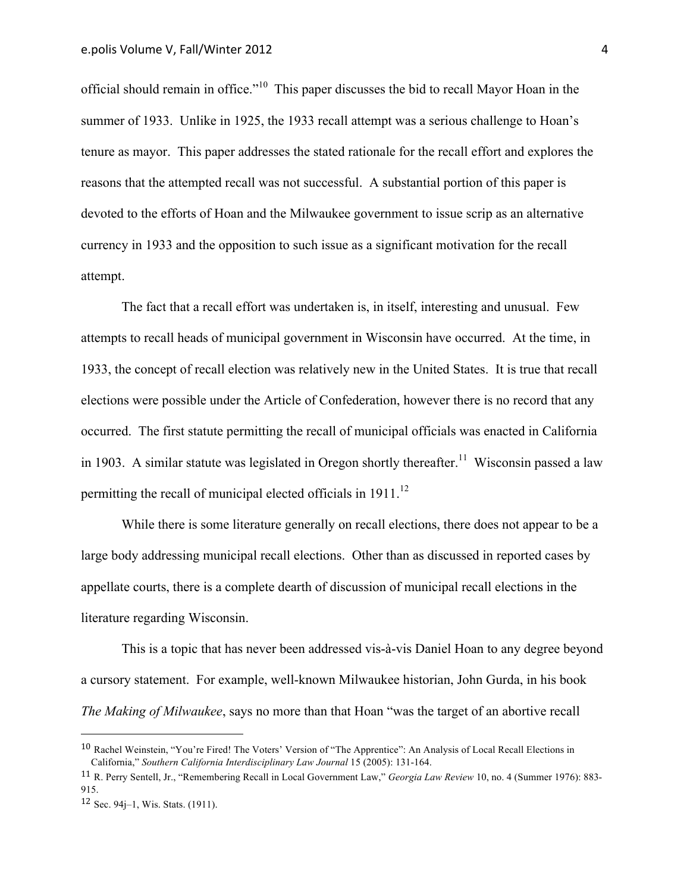official should remain in office."[10] This paper discusses the bid to recall Mayor Hoan in the summer of 1933. Unlike in 1925, the 1933 recall attempt was a serious challenge to Hoan's tenure as mayor. This paper addresses the stated rationale for the recall effort and explores the reasons that the attempted recall was not successful. A substantial portion of this paper is devoted to the efforts of Hoan and the Milwaukee government to issue scrip as an alternative currency in 1933 and the opposition to such issue as a significant motivation for the recall attempt.

The fact that a recall effort was undertaken is, in itself, interesting and unusual. Few attempts to recall heads of municipal government in Wisconsin have occurred. At the time, in 1933, the concept of recall election was relatively new in the United States. It is true that recall elections were possible under the Article of Confederation, however there is no record that any occurred. The first statute permitting the recall of municipal officials was enacted in California in 1903. A similar statute was legislated in Oregon shortly thereafter.[11] Wisconsin passed a law permitting the recall of municipal elected officials in 1911.[12]

While there is some literature generally on recall elections, there does not appear to be a large body addressing municipal recall elections. Other than as discussed in reported cases by appellate courts, there is a complete dearth of discussion of municipal recall elections in the literature regarding Wisconsin.

This is a topic that has never been addressed vis-à-vis Daniel Hoan to any degree beyond a cursory statement. For example, well-known Milwaukee historian, John Gurda, in his book *The Making of Milwaukee*, says no more than that Hoan "was the target of an abortive recall

---

[10] Rachel Weinstein, "You're Fired! The Voters' Version of "The Apprentice": An Analysis of Local Recall Elections in California," *Southern California Interdisciplinary Law Journal* 15 (2005): 131-164.

[11] R. Perry Sentell, Jr., "Remembering Recall in Local Government Law," *Georgia Law Review* 10, no. 4 (Summer 1976): 883-915.

[12] Sec. 94j–1, Wis. Stats. (1911).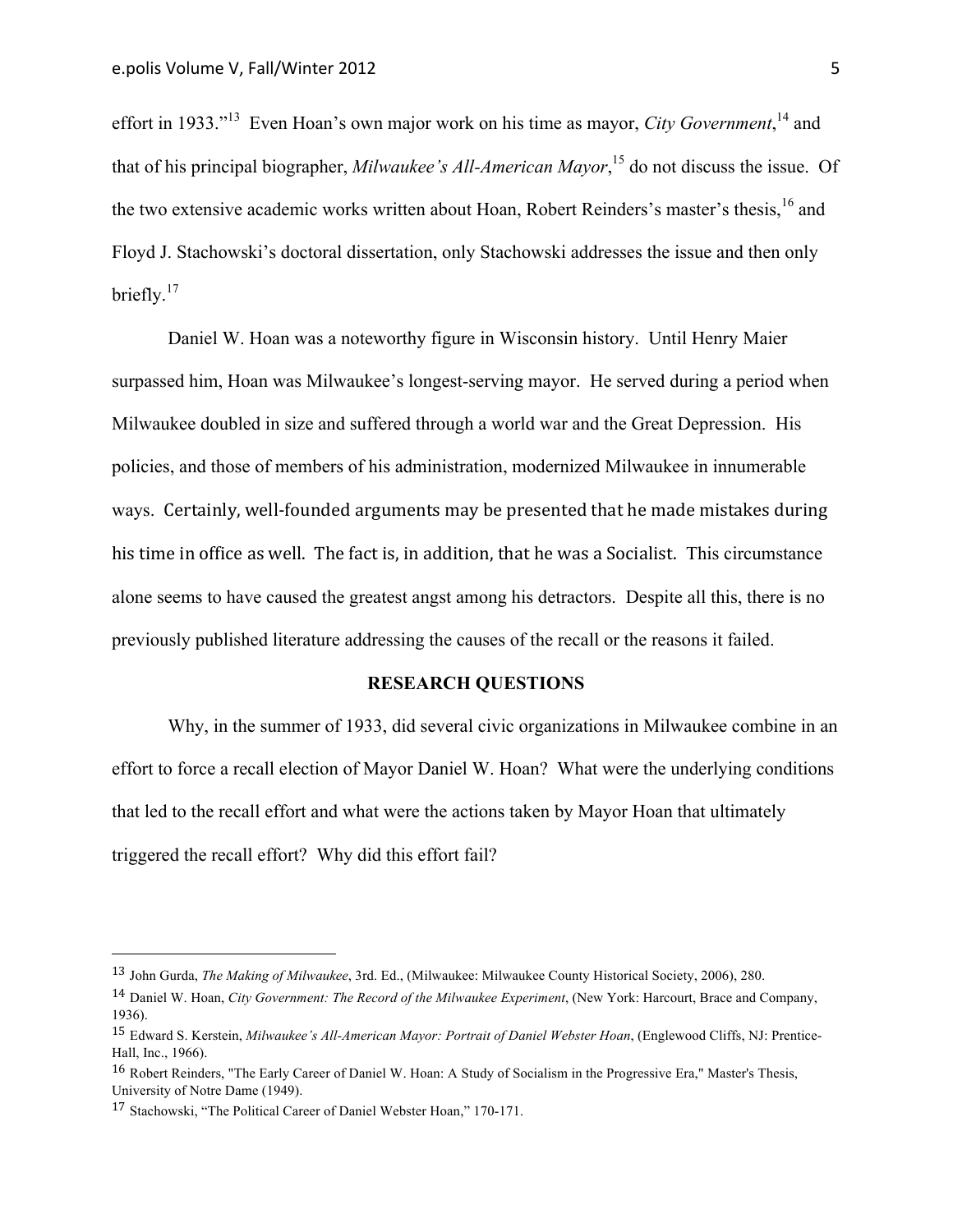effort in 1933."[13] Even Hoan's own major work on his time as mayor, *City Government*,[14] and that of his principal biographer, *Milwaukee's All-American Mayor*,[15] do not discuss the issue. Of the two extensive academic works written about Hoan, Robert Reinders's master's thesis,[16] and Floyd J. Stachowski's doctoral dissertation, only Stachowski addresses the issue and then only briefly.[17]

Daniel W. Hoan was a noteworthy figure in Wisconsin history. Until Henry Maier surpassed him, Hoan was Milwaukee's longest-serving mayor. He served during a period when Milwaukee doubled in size and suffered through a world war and the Great Depression. His policies, and those of members of his administration, modernized Milwaukee in innumerable ways. Certainly, well-founded arguments may be presented that he made mistakes during his time in office as well. The fact is, in addition, that he was a Socialist. This circumstance alone seems to have caused the greatest angst among his detractors. Despite all this, there is no previously published literature addressing the causes of the recall or the reasons it failed.

## RESEARCH QUESTIONS

Why, in the summer of 1933, did several civic organizations in Milwaukee combine in an effort to force a recall election of Mayor Daniel W. Hoan? What were the underlying conditions that led to the recall effort and what were the actions taken by Mayor Hoan that ultimately triggered the recall effort? Why did this effort fail?

---

[13] John Gurda, *The Making of Milwaukee*, 3rd. Ed., (Milwaukee: Milwaukee County Historical Society, 2006), 280.

[14] Daniel W. Hoan, *City Government: The Record of the Milwaukee Experiment*, (New York: Harcourt, Brace and Company, 1936).

[15] Edward S. Kerstein, *Milwaukee's All-American Mayor: Portrait of Daniel Webster Hoan*, (Englewood Cliffs, NJ: Prentice-Hall, Inc., 1966).

[16] Robert Reinders, "The Early Career of Daniel W. Hoan: A Study of Socialism in the Progressive Era," Master's Thesis, University of Notre Dame (1949).

[17] Stachowski, "The Political Career of Daniel Webster Hoan," 170-171.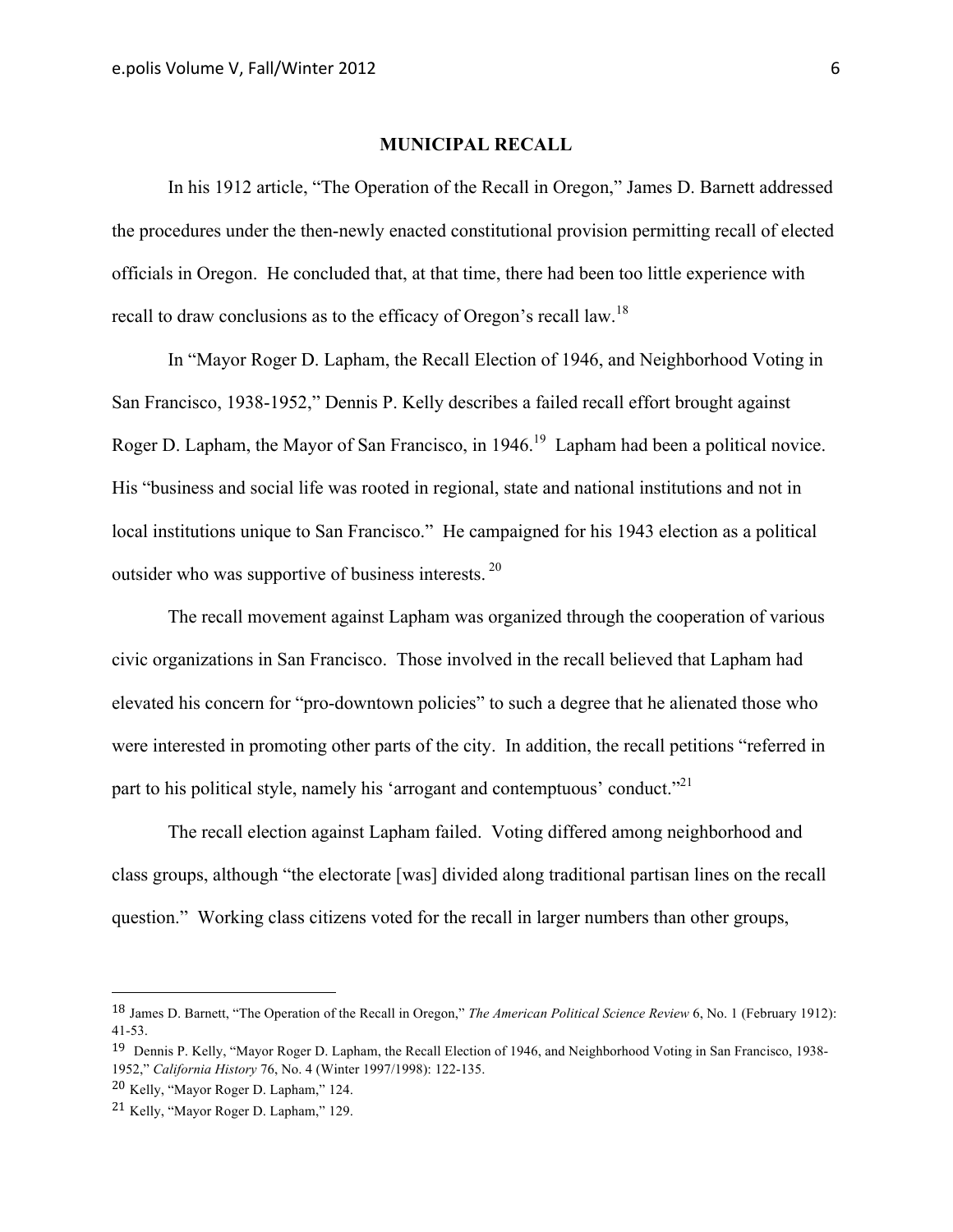## MUNICIPAL RECALL

In his 1912 article, "The Operation of the Recall in Oregon," James D. Barnett addressed the procedures under the then-newly enacted constitutional provision permitting recall of elected officials in Oregon. He concluded that, at that time, there had been too little experience with recall to draw conclusions as to the efficacy of Oregon's recall law.[18]

In "Mayor Roger D. Lapham, the Recall Election of 1946, and Neighborhood Voting in San Francisco, 1938-1952," Dennis P. Kelly describes a failed recall effort brought against Roger D. Lapham, the Mayor of San Francisco, in 1946.[19] Lapham had been a political novice. His "business and social life was rooted in regional, state and national institutions and not in local institutions unique to San Francisco." He campaigned for his 1943 election as a political outsider who was supportive of business interests.[20]

The recall movement against Lapham was organized through the cooperation of various civic organizations in San Francisco. Those involved in the recall believed that Lapham had elevated his concern for "pro-downtown policies" to such a degree that he alienated those who were interested in promoting other parts of the city. In addition, the recall petitions "referred in part to his political style, namely his 'arrogant and contemptuous' conduct."[21]

The recall election against Lapham failed. Voting differed among neighborhood and class groups, although "the electorate [was] divided along traditional partisan lines on the recall question." Working class citizens voted for the recall in larger numbers than other groups,

---

[18] James D. Barnett, "The Operation of the Recall in Oregon," *The American Political Science Review* 6, No. 1 (February 1912): 41-53.

[19] Dennis P. Kelly, "Mayor Roger D. Lapham, the Recall Election of 1946, and Neighborhood Voting in San Francisco, 1938-1952," *California History* 76, No. 4 (Winter 1997/1998): 122-135.

[20] Kelly, "Mayor Roger D. Lapham," 124.

[21] Kelly, "Mayor Roger D. Lapham," 129.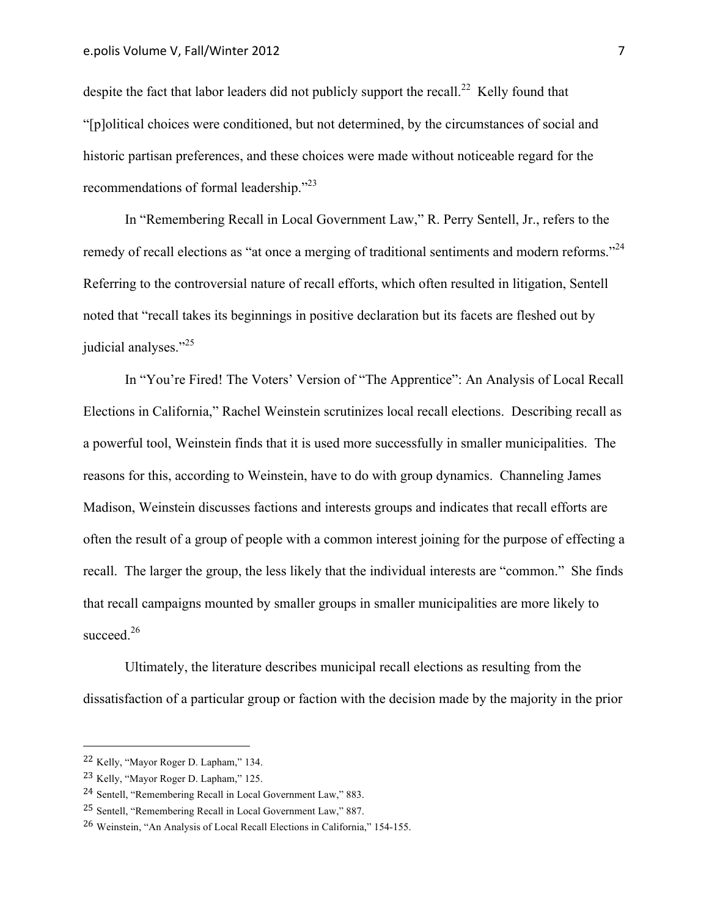despite the fact that labor leaders did not publicly support the recall.[22] Kelly found that "[p]olitical choices were conditioned, but not determined, by the circumstances of social and historic partisan preferences, and these choices were made without noticeable regard for the recommendations of formal leadership."[23]

In "Remembering Recall in Local Government Law," R. Perry Sentell, Jr., refers to the remedy of recall elections as "at once a merging of traditional sentiments and modern reforms."[24] Referring to the controversial nature of recall efforts, which often resulted in litigation, Sentell noted that "recall takes its beginnings in positive declaration but its facets are fleshed out by judicial analyses."[25]

In "You're Fired! The Voters' Version of "The Apprentice": An Analysis of Local Recall Elections in California," Rachel Weinstein scrutinizes local recall elections. Describing recall as a powerful tool, Weinstein finds that it is used more successfully in smaller municipalities. The reasons for this, according to Weinstein, have to do with group dynamics. Channeling James Madison, Weinstein discusses factions and interests groups and indicates that recall efforts are often the result of a group of people with a common interest joining for the purpose of effecting a recall. The larger the group, the less likely that the individual interests are "common." She finds that recall campaigns mounted by smaller groups in smaller municipalities are more likely to succeed.[26]

Ultimately, the literature describes municipal recall elections as resulting from the dissatisfaction of a particular group or faction with the decision made by the majority in the prior

---

[22] Kelly, "Mayor Roger D. Lapham," 134.

[23] Kelly, "Mayor Roger D. Lapham," 125.

[24] Sentell, "Remembering Recall in Local Government Law," 883.

[25] Sentell, "Remembering Recall in Local Government Law," 887.

[26] Weinstein, "An Analysis of Local Recall Elections in California," 154-155.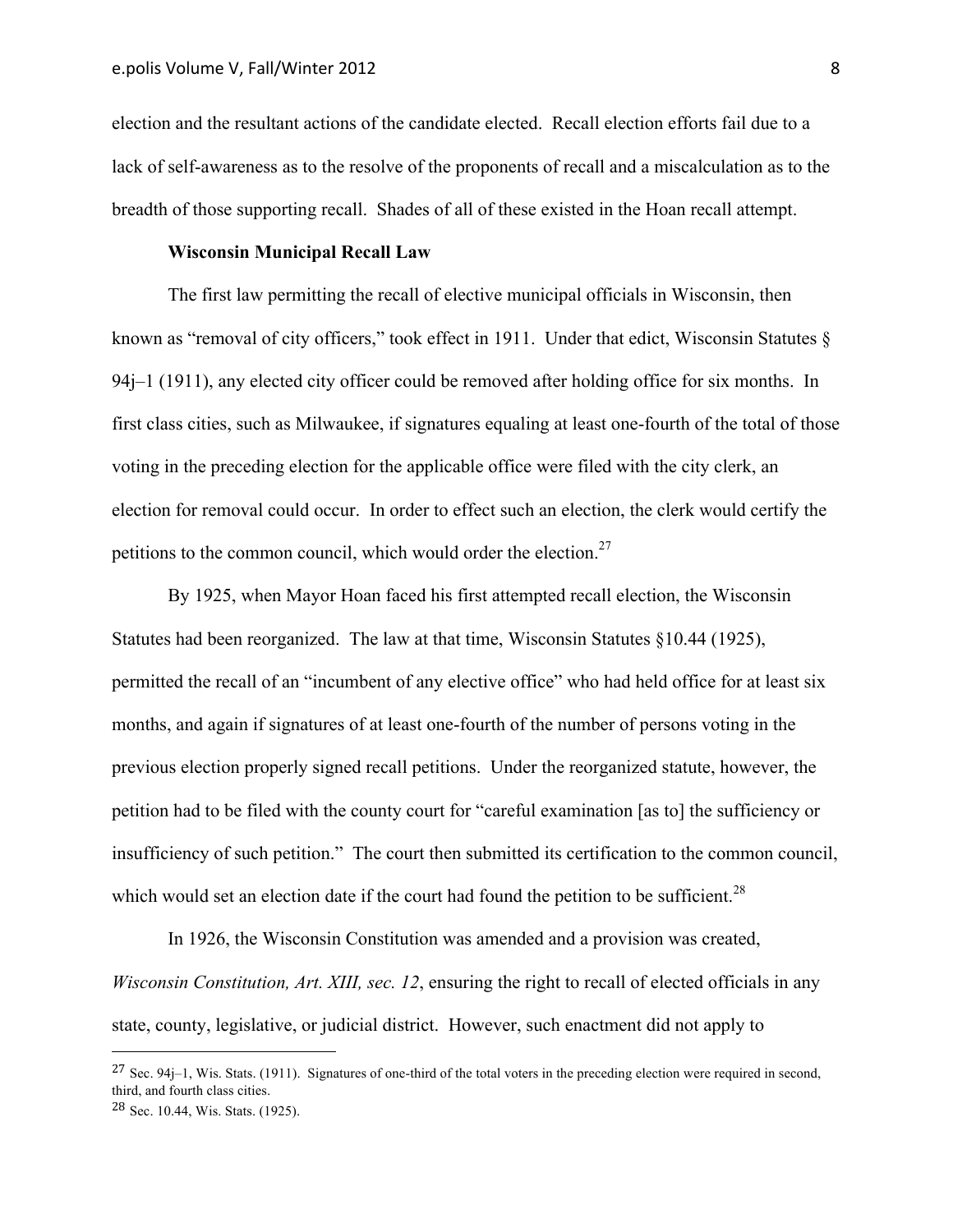election and the resultant actions of the candidate elected. Recall election efforts fail due to a lack of self-awareness as to the resolve of the proponents of recall and a miscalculation as to the breadth of those supporting recall. Shades of all of these existed in the Hoan recall attempt.

**Wisconsin Municipal Recall Law**

The first law permitting the recall of elective municipal officials in Wisconsin, then known as "removal of city officers," took effect in 1911. Under that edict, Wisconsin Statutes § 94j–1 (1911), any elected city officer could be removed after holding office for six months. In first class cities, such as Milwaukee, if signatures equaling at least one-fourth of the total of those voting in the preceding election for the applicable office were filed with the city clerk, an election for removal could occur. In order to effect such an election, the clerk would certify the petitions to the common council, which would order the election.[27]

By 1925, when Mayor Hoan faced his first attempted recall election, the Wisconsin Statutes had been reorganized. The law at that time, Wisconsin Statutes §10.44 (1925), permitted the recall of an "incumbent of any elective office" who had held office for at least six months, and again if signatures of at least one-fourth of the number of persons voting in the previous election properly signed recall petitions. Under the reorganized statute, however, the petition had to be filed with the county court for "careful examination [as to] the sufficiency or insufficiency of such petition." The court then submitted its certification to the common council, which would set an election date if the court had found the petition to be sufficient.[28]

In 1926, the Wisconsin Constitution was amended and a provision was created, *Wisconsin Constitution, Art. XIII, sec. 12*, ensuring the right to recall of elected officials in any state, county, legislative, or judicial district. However, such enactment did not apply to

---

[27] Sec. 94j–1, Wis. Stats. (1911). Signatures of one-third of the total voters in the preceding election were required in second, third, and fourth class cities.

[28] Sec. 10.44, Wis. Stats. (1925).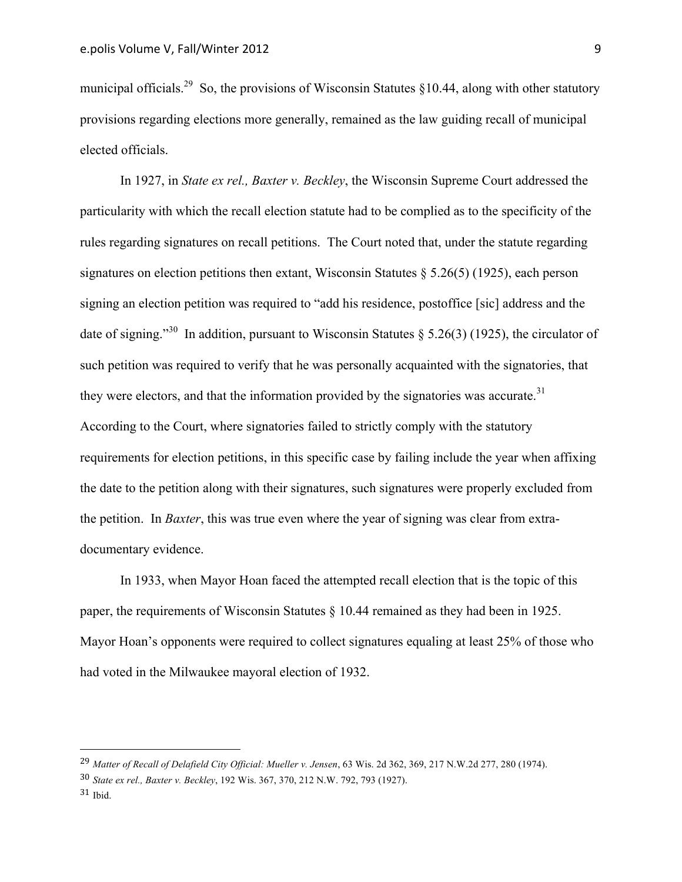municipal officials.[29] So, the provisions of Wisconsin Statutes §10.44, along with other statutory provisions regarding elections more generally, remained as the law guiding recall of municipal elected officials.

In 1927, in *State ex rel., Baxter v. Beckley*, the Wisconsin Supreme Court addressed the particularity with which the recall election statute had to be complied as to the specificity of the rules regarding signatures on recall petitions. The Court noted that, under the statute regarding signatures on election petitions then extant, Wisconsin Statutes § 5.26(5) (1925), each person signing an election petition was required to "add his residence, postoffice [sic] address and the date of signing."[30] In addition, pursuant to Wisconsin Statutes § 5.26(3) (1925), the circulator of such petition was required to verify that he was personally acquainted with the signatories, that they were electors, and that the information provided by the signatories was accurate.[31] According to the Court, where signatories failed to strictly comply with the statutory requirements for election petitions, in this specific case by failing include the year when affixing the date to the petition along with their signatures, such signatures were properly excluded from the petition. In *Baxter*, this was true even where the year of signing was clear from extra-documentary evidence.

In 1933, when Mayor Hoan faced the attempted recall election that is the topic of this paper, the requirements of Wisconsin Statutes § 10.44 remained as they had been in 1925. Mayor Hoan's opponents were required to collect signatures equaling at least 25% of those who had voted in the Milwaukee mayoral election of 1932.

---

[29] *Matter of Recall of Delafield City Official: Mueller v. Jensen*, 63 Wis. 2d 362, 369, 217 N.W.2d 277, 280 (1974).

[30] *State ex rel., Baxter v. Beckley*, 192 Wis. 367, 370, 212 N.W. 792, 793 (1927).

[31] Ibid.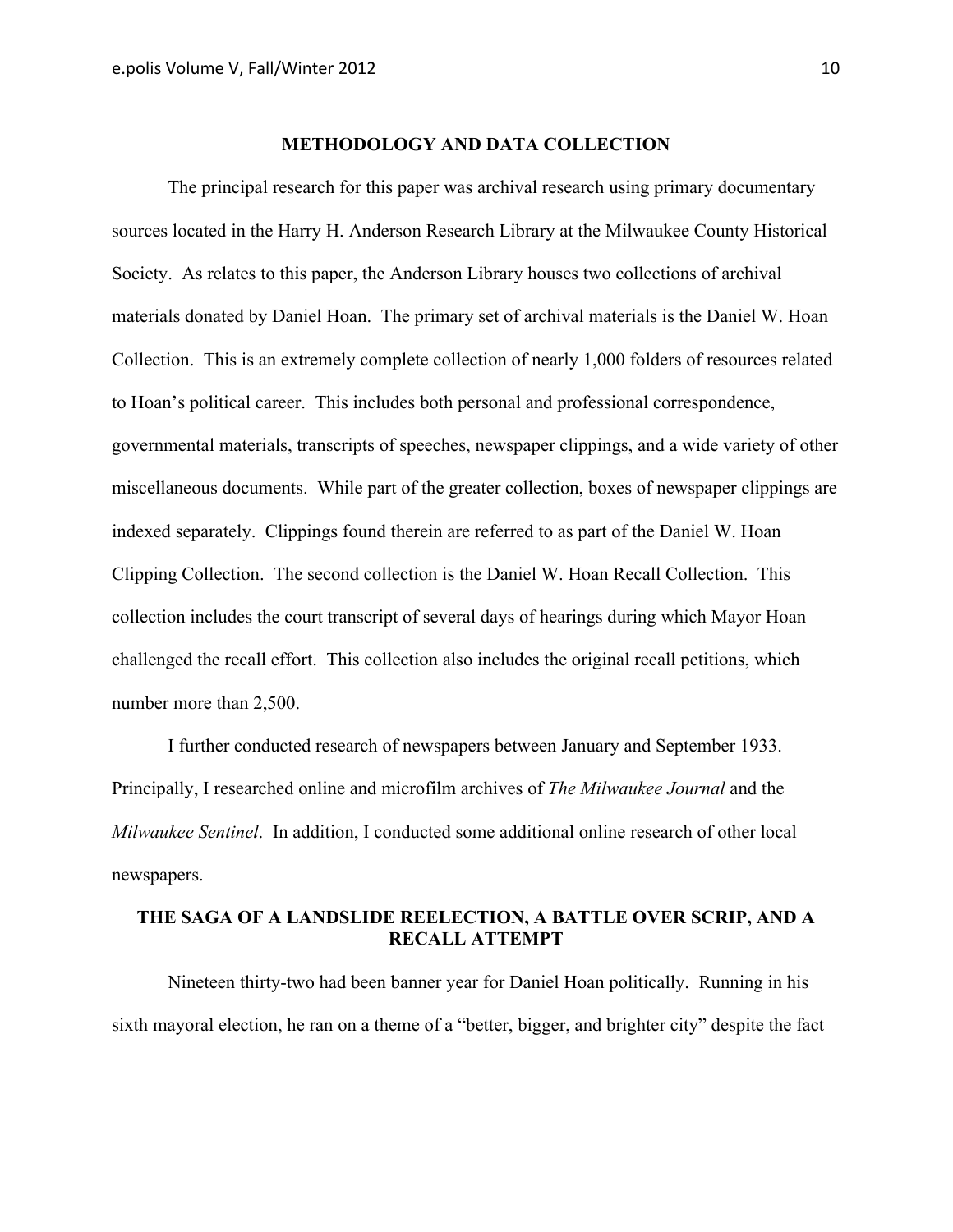## METHODOLOGY AND DATA COLLECTION

The principal research for this paper was archival research using primary documentary sources located in the Harry H. Anderson Research Library at the Milwaukee County Historical Society. As relates to this paper, the Anderson Library houses two collections of archival materials donated by Daniel Hoan. The primary set of archival materials is the Daniel W. Hoan Collection. This is an extremely complete collection of nearly 1,000 folders of resources related to Hoan's political career. This includes both personal and professional correspondence, governmental materials, transcripts of speeches, newspaper clippings, and a wide variety of other miscellaneous documents. While part of the greater collection, boxes of newspaper clippings are indexed separately. Clippings found therein are referred to as part of the Daniel W. Hoan Clipping Collection. The second collection is the Daniel W. Hoan Recall Collection. This collection includes the court transcript of several days of hearings during which Mayor Hoan challenged the recall effort. This collection also includes the original recall petitions, which number more than 2,500.

I further conducted research of newspapers between January and September 1933. Principally, I researched online and microfilm archives of *The Milwaukee Journal* and the *Milwaukee Sentinel*. In addition, I conducted some additional online research of other local newspapers.

## THE SAGA OF A LANDSLIDE REELECTION, A BATTLE OVER SCRIP, AND A RECALL ATTEMPT

Nineteen thirty-two had been banner year for Daniel Hoan politically. Running in his sixth mayoral election, he ran on a theme of a "better, bigger, and brighter city" despite the fact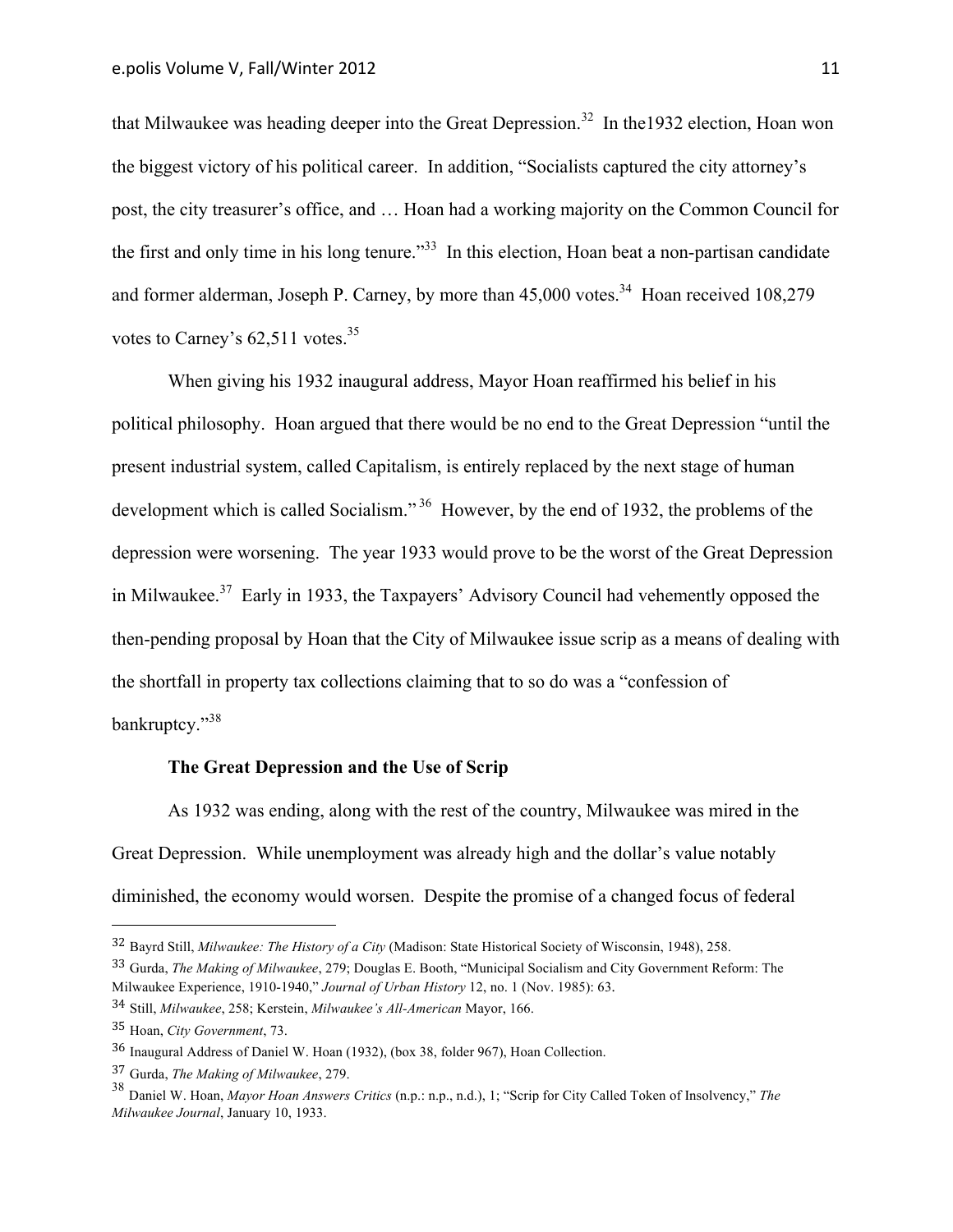that Milwaukee was heading deeper into the Great Depression.[32] In the1932 election, Hoan won the biggest victory of his political career. In addition, "Socialists captured the city attorney's post, the city treasurer's office, and … Hoan had a working majority on the Common Council for the first and only time in his long tenure."[33] In this election, Hoan beat a non-partisan candidate and former alderman, Joseph P. Carney, by more than 45,000 votes.[34] Hoan received 108,279 votes to Carney's 62,511 votes.[35]

When giving his 1932 inaugural address, Mayor Hoan reaffirmed his belief in his political philosophy. Hoan argued that there would be no end to the Great Depression "until the present industrial system, called Capitalism, is entirely replaced by the next stage of human development which is called Socialism."[36] However, by the end of 1932, the problems of the depression were worsening. The year 1933 would prove to be the worst of the Great Depression in Milwaukee.[37] Early in 1933, the Taxpayers' Advisory Council had vehemently opposed the then-pending proposal by Hoan that the City of Milwaukee issue scrip as a means of dealing with the shortfall in property tax collections claiming that to so do was a "confession of bankruptcy."[38]

### The Great Depression and the Use of Scrip

As 1932 was ending, along with the rest of the country, Milwaukee was mired in the Great Depression. While unemployment was already high and the dollar's value notably diminished, the economy would worsen. Despite the promise of a changed focus of federal

---

32 Bayrd Still, *Milwaukee: The History of a City* (Madison: State Historical Society of Wisconsin, 1948), 258.

33 Gurda, *The Making of Milwaukee*, 279; Douglas E. Booth, "Municipal Socialism and City Government Reform: The Milwaukee Experience, 1910-1940," *Journal of Urban History* 12, no. 1 (Nov. 1985): 63.

34 Still, *Milwaukee*, 258; Kerstein, *Milwaukee's All-American* Mayor, 166.

35 Hoan, *City Government*, 73.

36 Inaugural Address of Daniel W. Hoan (1932), (box 38, folder 967), Hoan Collection.

37 Gurda, *The Making of Milwaukee*, 279.

38 Daniel W. Hoan, *Mayor Hoan Answers Critics* (n.p.: n.p., n.d.), 1; "Scrip for City Called Token of Insolvency," *The Milwaukee Journal*, January 10, 1933.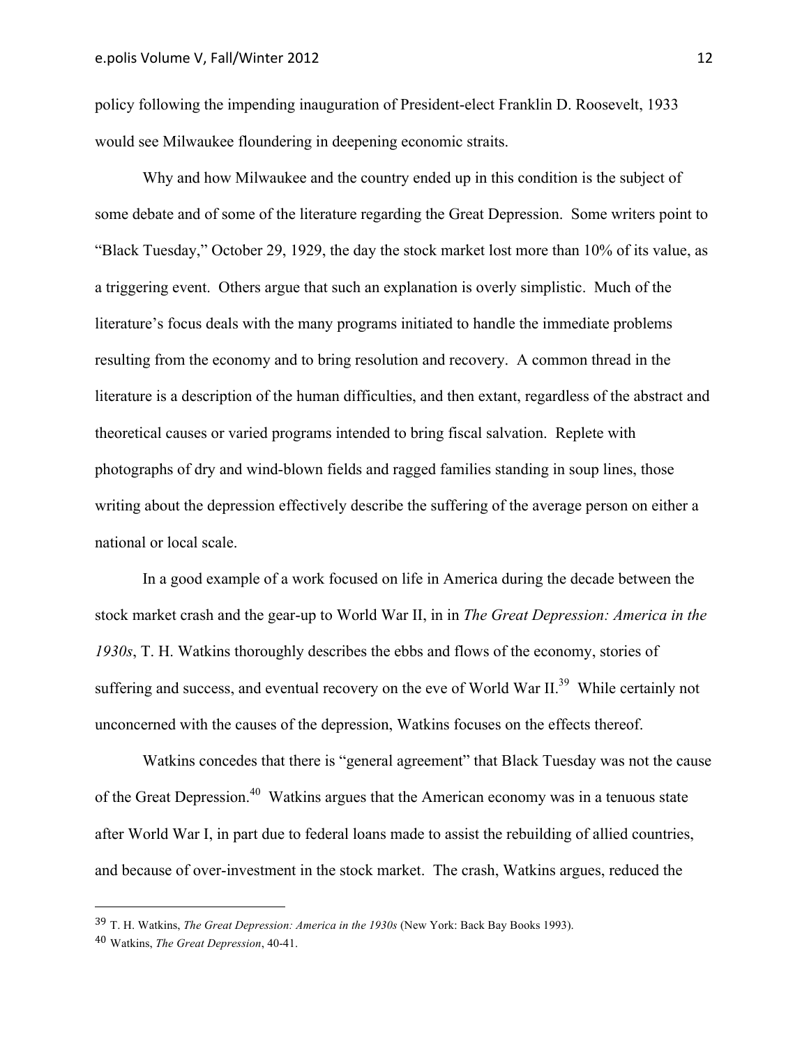policy following the impending inauguration of President-elect Franklin D. Roosevelt, 1933 would see Milwaukee floundering in deepening economic straits.

Why and how Milwaukee and the country ended up in this condition is the subject of some debate and of some of the literature regarding the Great Depression. Some writers point to "Black Tuesday," October 29, 1929, the day the stock market lost more than 10% of its value, as a triggering event. Others argue that such an explanation is overly simplistic. Much of the literature's focus deals with the many programs initiated to handle the immediate problems resulting from the economy and to bring resolution and recovery. A common thread in the literature is a description of the human difficulties, and then extant, regardless of the abstract and theoretical causes or varied programs intended to bring fiscal salvation. Replete with photographs of dry and wind-blown fields and ragged families standing in soup lines, those writing about the depression effectively describe the suffering of the average person on either a national or local scale.

In a good example of a work focused on life in America during the decade between the stock market crash and the gear-up to World War II, in in *The Great Depression: America in the 1930s*, T. H. Watkins thoroughly describes the ebbs and flows of the economy, stories of suffering and success, and eventual recovery on the eve of World War II.[39] While certainly not unconcerned with the causes of the depression, Watkins focuses on the effects thereof.

Watkins concedes that there is "general agreement" that Black Tuesday was not the cause of the Great Depression.[40] Watkins argues that the American economy was in a tenuous state after World War I, in part due to federal loans made to assist the rebuilding of allied countries, and because of over-investment in the stock market. The crash, Watkins argues, reduced the

---

[39] T. H. Watkins, *The Great Depression: America in the 1930s* (New York: Back Bay Books 1993).

[40] Watkins, *The Great Depression*, 40-41.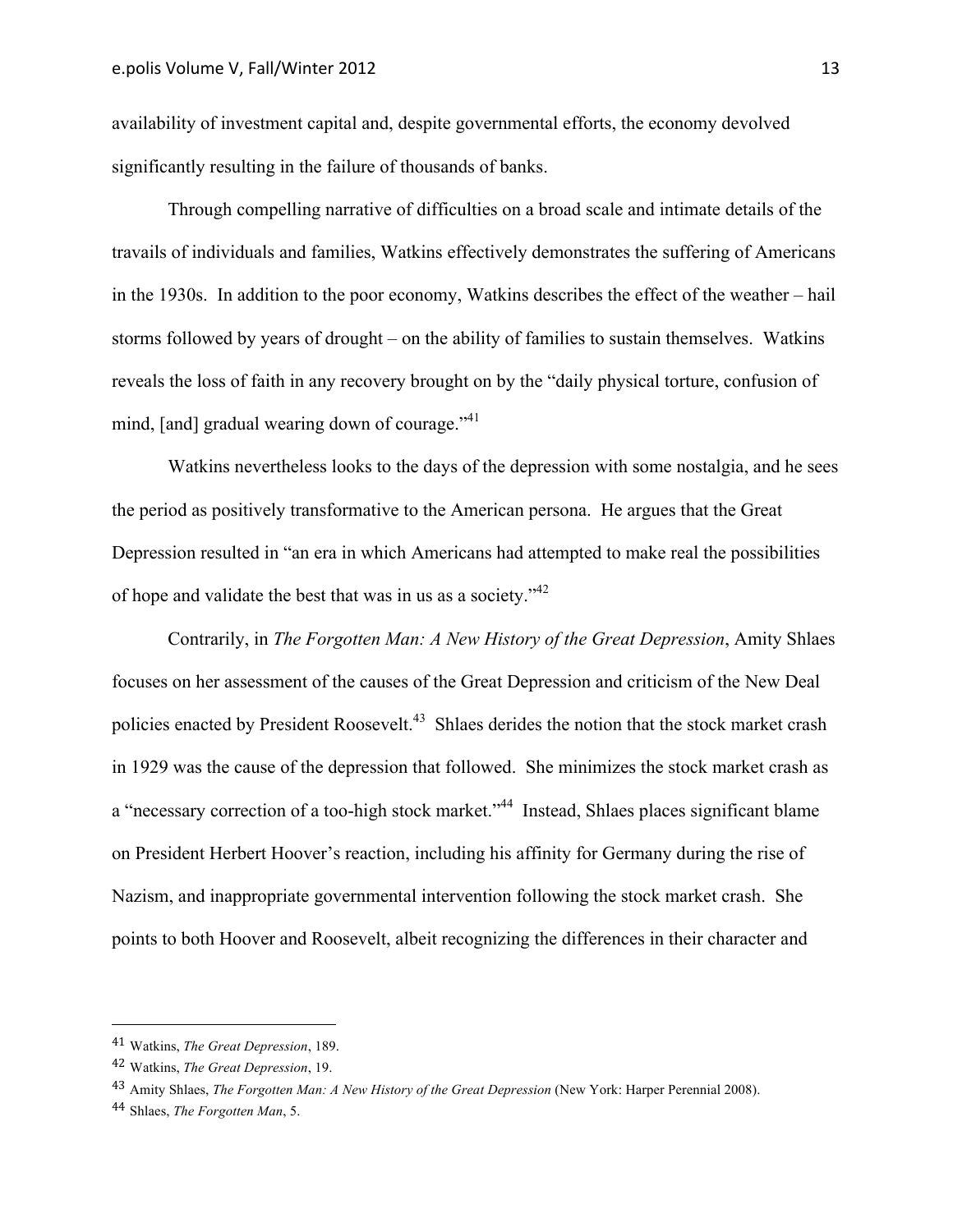availability of investment capital and, despite governmental efforts, the economy devolved significantly resulting in the failure of thousands of banks.

Through compelling narrative of difficulties on a broad scale and intimate details of the travails of individuals and families, Watkins effectively demonstrates the suffering of Americans in the 1930s. In addition to the poor economy, Watkins describes the effect of the weather – hail storms followed by years of drought – on the ability of families to sustain themselves. Watkins reveals the loss of faith in any recovery brought on by the "daily physical torture, confusion of mind, [and] gradual wearing down of courage."[41]

Watkins nevertheless looks to the days of the depression with some nostalgia, and he sees the period as positively transformative to the American persona. He argues that the Great Depression resulted in "an era in which Americans had attempted to make real the possibilities of hope and validate the best that was in us as a society."[42]

Contrarily, in *The Forgotten Man: A New History of the Great Depression*, Amity Shlaes focuses on her assessment of the causes of the Great Depression and criticism of the New Deal policies enacted by President Roosevelt.[43] Shlaes derides the notion that the stock market crash in 1929 was the cause of the depression that followed. She minimizes the stock market crash as a "necessary correction of a too-high stock market."[44] Instead, Shlaes places significant blame on President Herbert Hoover's reaction, including his affinity for Germany during the rise of Nazism, and inappropriate governmental intervention following the stock market crash. She points to both Hoover and Roosevelt, albeit recognizing the differences in their character and

---

[41] Watkins, *The Great Depression*, 189.

[42] Watkins, *The Great Depression*, 19.

[43] Amity Shlaes, *The Forgotten Man: A New History of the Great Depression* (New York: Harper Perennial 2008).

[44] Shlaes, *The Forgotten Man*, 5.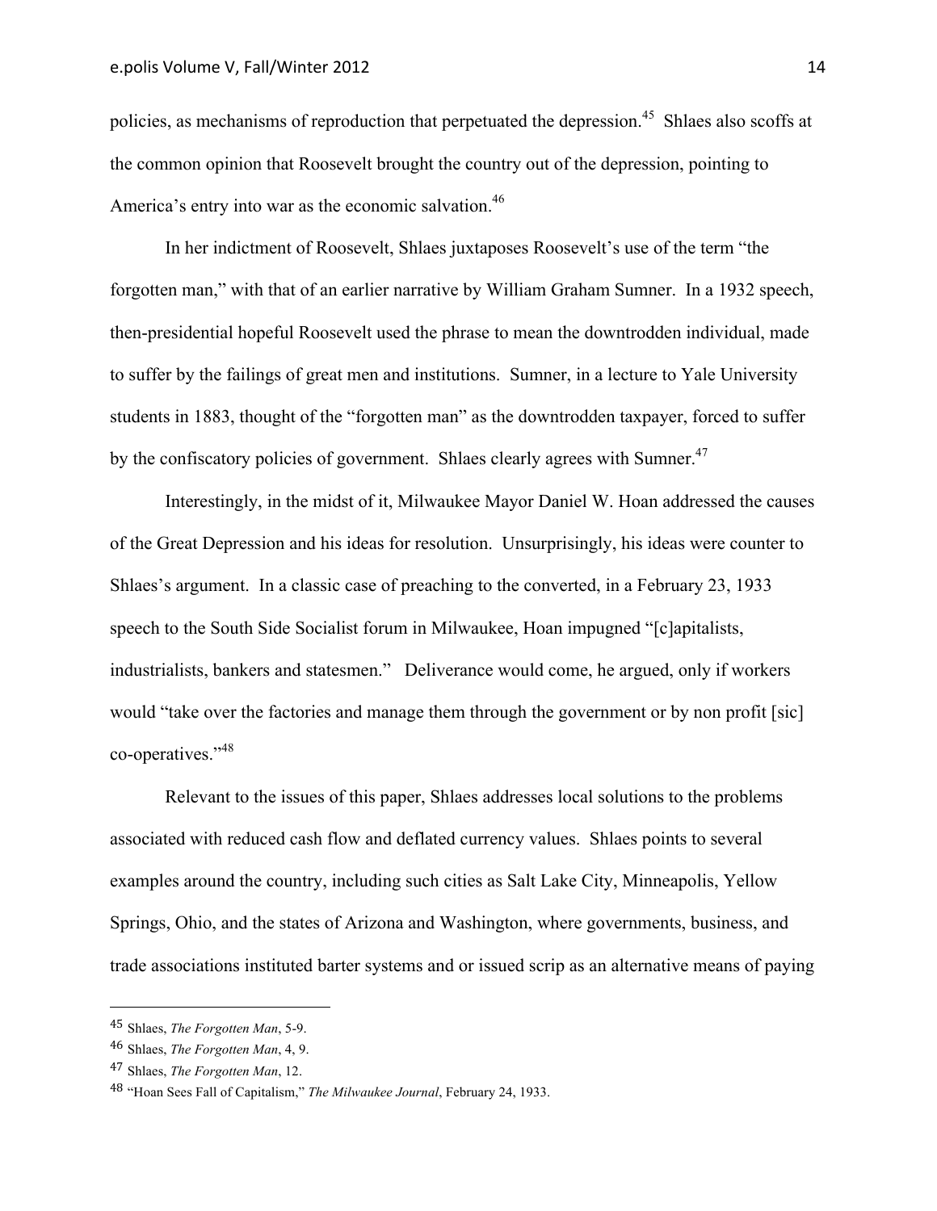policies, as mechanisms of reproduction that perpetuated the depression.[45] Shlaes also scoffs at the common opinion that Roosevelt brought the country out of the depression, pointing to America's entry into war as the economic salvation.[46]

In her indictment of Roosevelt, Shlaes juxtaposes Roosevelt's use of the term "the forgotten man," with that of an earlier narrative by William Graham Sumner. In a 1932 speech, then-presidential hopeful Roosevelt used the phrase to mean the downtrodden individual, made to suffer by the failings of great men and institutions. Sumner, in a lecture to Yale University students in 1883, thought of the "forgotten man" as the downtrodden taxpayer, forced to suffer by the confiscatory policies of government. Shlaes clearly agrees with Sumner.[47]

Interestingly, in the midst of it, Milwaukee Mayor Daniel W. Hoan addressed the causes of the Great Depression and his ideas for resolution. Unsurprisingly, his ideas were counter to Shlaes's argument. In a classic case of preaching to the converted, in a February 23, 1933 speech to the South Side Socialist forum in Milwaukee, Hoan impugned "[c]apitalists, industrialists, bankers and statesmen." Deliverance would come, he argued, only if workers would "take over the factories and manage them through the government or by non profit [sic] co-operatives."[48]

Relevant to the issues of this paper, Shlaes addresses local solutions to the problems associated with reduced cash flow and deflated currency values. Shlaes points to several examples around the country, including such cities as Salt Lake City, Minneapolis, Yellow Springs, Ohio, and the states of Arizona and Washington, where governments, business, and trade associations instituted barter systems and or issued scrip as an alternative means of paying

---

[45] Shlaes, *The Forgotten Man*, 5-9.

[46] Shlaes, *The Forgotten Man*, 4, 9.

[47] Shlaes, *The Forgotten Man*, 12.

[48] "Hoan Sees Fall of Capitalism," *The Milwaukee Journal*, February 24, 1933.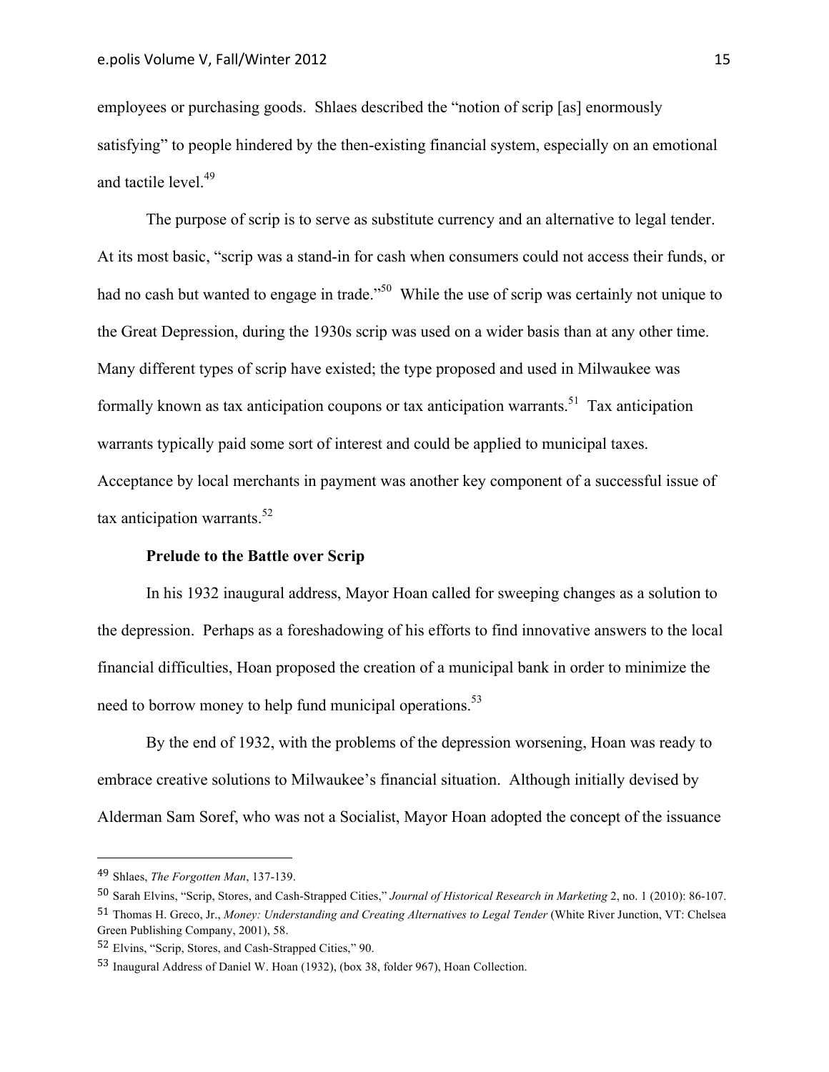employees or purchasing goods. Shlaes described the "notion of scrip [as] enormously satisfying" to people hindered by the then-existing financial system, especially on an emotional and tactile level.[49]

The purpose of scrip is to serve as substitute currency and an alternative to legal tender. At its most basic, "scrip was a stand-in for cash when consumers could not access their funds, or had no cash but wanted to engage in trade."[50] While the use of scrip was certainly not unique to the Great Depression, during the 1930s scrip was used on a wider basis than at any other time. Many different types of scrip have existed; the type proposed and used in Milwaukee was formally known as tax anticipation coupons or tax anticipation warrants.[51] Tax anticipation warrants typically paid some sort of interest and could be applied to municipal taxes. Acceptance by local merchants in payment was another key component of a successful issue of tax anticipation warrants.[52]

**Prelude to the Battle over Scrip**

In his 1932 inaugural address, Mayor Hoan called for sweeping changes as a solution to the depression. Perhaps as a foreshadowing of his efforts to find innovative answers to the local financial difficulties, Hoan proposed the creation of a municipal bank in order to minimize the need to borrow money to help fund municipal operations.[53]

By the end of 1932, with the problems of the depression worsening, Hoan was ready to embrace creative solutions to Milwaukee's financial situation. Although initially devised by Alderman Sam Soref, who was not a Socialist, Mayor Hoan adopted the concept of the issuance

---

[49] Shlaes, *The Forgotten Man*, 137-139.

[50] Sarah Elvins, "Scrip, Stores, and Cash-Strapped Cities," *Journal of Historical Research in Marketing* 2, no. 1 (2010): 86-107.

[51] Thomas H. Greco, Jr., *Money: Understanding and Creating Alternatives to Legal Tender* (White River Junction, VT: Chelsea Green Publishing Company, 2001), 58.

[52] Elvins, "Scrip, Stores, and Cash-Strapped Cities," 90.

[53] Inaugural Address of Daniel W. Hoan (1932), (box 38, folder 967), Hoan Collection.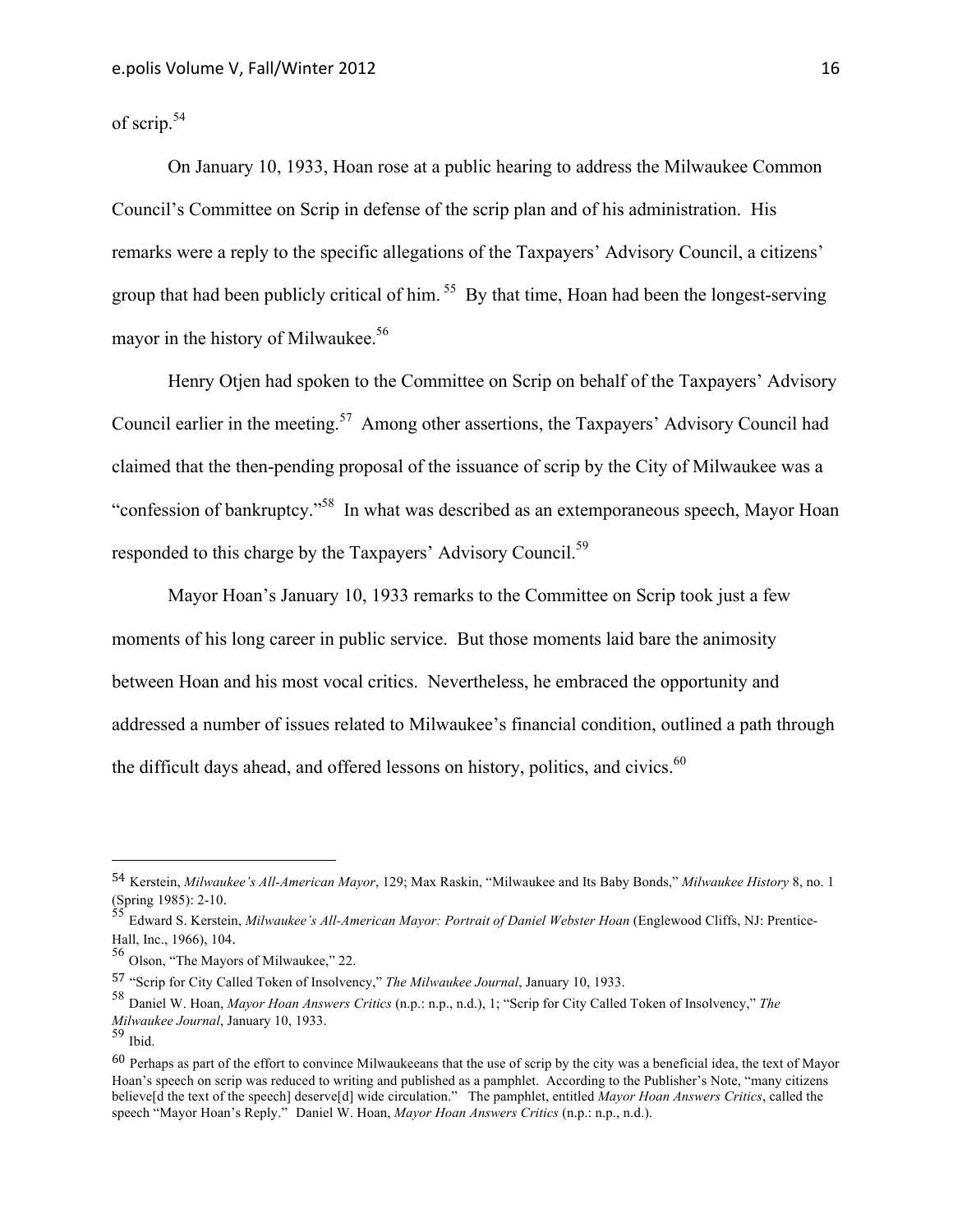of scrip.[54]

On January 10, 1933, Hoan rose at a public hearing to address the Milwaukee Common Council's Committee on Scrip in defense of the scrip plan and of his administration. His remarks were a reply to the specific allegations of the Taxpayers' Advisory Council, a citizens' group that had been publicly critical of him.[55] By that time, Hoan had been the longest-serving mayor in the history of Milwaukee.[56]

Henry Otjen had spoken to the Committee on Scrip on behalf of the Taxpayers' Advisory Council earlier in the meeting.[57] Among other assertions, the Taxpayers' Advisory Council had claimed that the then-pending proposal of the issuance of scrip by the City of Milwaukee was a "confession of bankruptcy."[58] In what was described as an extemporaneous speech, Mayor Hoan responded to this charge by the Taxpayers' Advisory Council.[59]

Mayor Hoan's January 10, 1933 remarks to the Committee on Scrip took just a few moments of his long career in public service. But those moments laid bare the animosity between Hoan and his most vocal critics. Nevertheless, he embraced the opportunity and addressed a number of issues related to Milwaukee's financial condition, outlined a path through the difficult days ahead, and offered lessons on history, politics, and civics.[60]

---

[54] Kerstein, *Milwaukee's All-American Mayor*, 129; Max Raskin, "Milwaukee and Its Baby Bonds," *Milwaukee History* 8, no. 1 (Spring 1985): 2-10.

[55] Edward S. Kerstein, *Milwaukee's All-American Mayor: Portrait of Daniel Webster Hoan* (Englewood Cliffs, NJ: Prentice-Hall, Inc., 1966), 104.

[56] Olson, "The Mayors of Milwaukee," 22.

[57] "Scrip for City Called Token of Insolvency," *The Milwaukee Journal*, January 10, 1933.

[58] Daniel W. Hoan, *Mayor Hoan Answers Critics* (n.p.: n.p., n.d.), 1; "Scrip for City Called Token of Insolvency," *The Milwaukee Journal*, January 10, 1933.

[59] Ibid.

[60] Perhaps as part of the effort to convince Milwaukeeans that the use of scrip by the city was a beneficial idea, the text of Mayor Hoan's speech on scrip was reduced to writing and published as a pamphlet. According to the Publisher's Note, "many citizens believe[d the text of the speech] deserve[d] wide circulation." The pamphlet, entitled *Mayor Hoan Answers Critics*, called the speech "Mayor Hoan's Reply." Daniel W. Hoan, *Mayor Hoan Answers Critics* (n.p.: n.p., n.d.).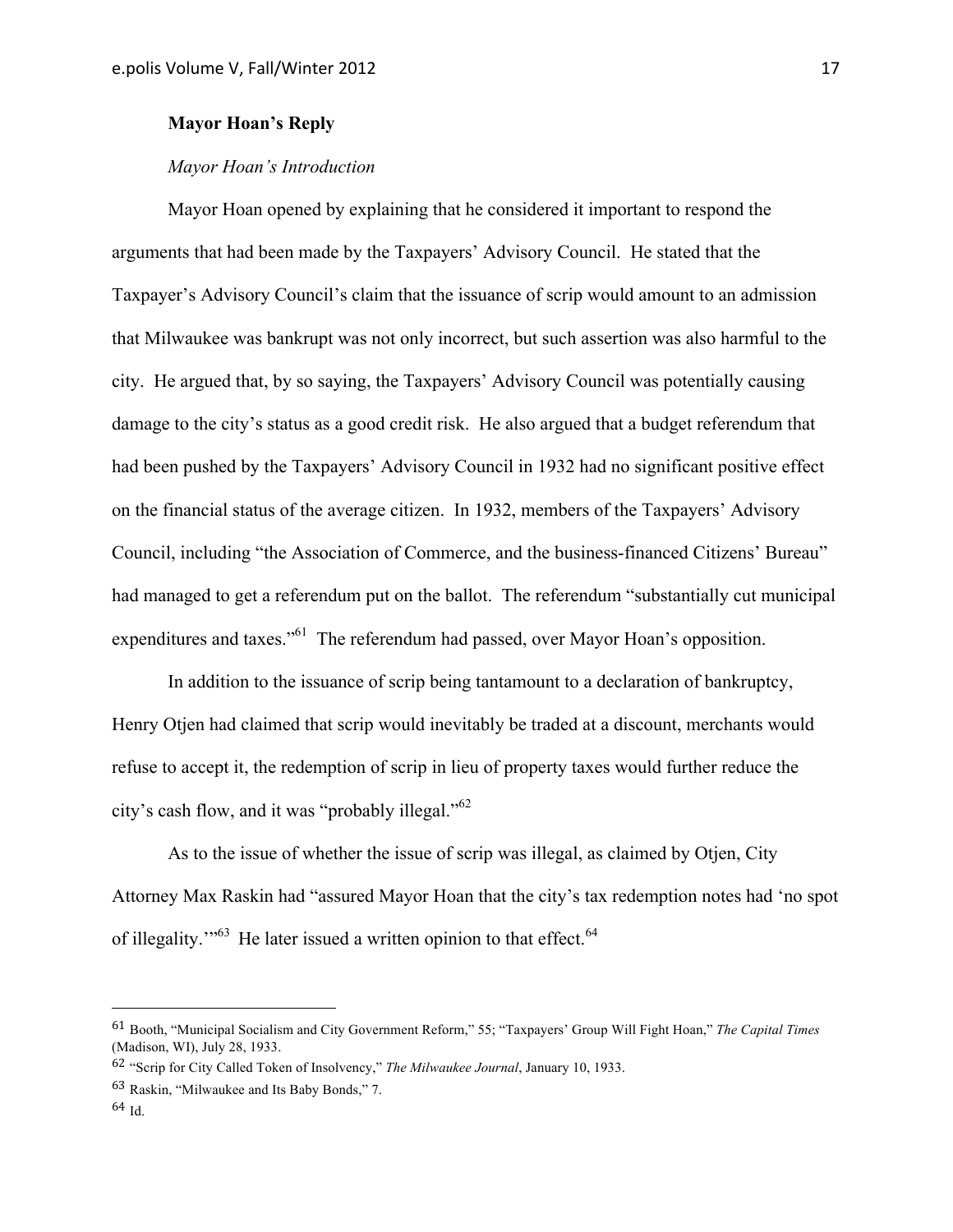**Mayor Hoan's Reply**

*Mayor Hoan's Introduction*

Mayor Hoan opened by explaining that he considered it important to respond the arguments that had been made by the Taxpayers' Advisory Council. He stated that the Taxpayer's Advisory Council's claim that the issuance of scrip would amount to an admission that Milwaukee was bankrupt was not only incorrect, but such assertion was also harmful to the city. He argued that, by so saying, the Taxpayers' Advisory Council was potentially causing damage to the city's status as a good credit risk. He also argued that a budget referendum that had been pushed by the Taxpayers' Advisory Council in 1932 had no significant positive effect on the financial status of the average citizen. In 1932, members of the Taxpayers' Advisory Council, including "the Association of Commerce, and the business-financed Citizens' Bureau" had managed to get a referendum put on the ballot. The referendum "substantially cut municipal expenditures and taxes."[61] The referendum had passed, over Mayor Hoan's opposition.

In addition to the issuance of scrip being tantamount to a declaration of bankruptcy, Henry Otjen had claimed that scrip would inevitably be traded at a discount, merchants would refuse to accept it, the redemption of scrip in lieu of property taxes would further reduce the city's cash flow, and it was "probably illegal."[62]

As to the issue of whether the issue of scrip was illegal, as claimed by Otjen, City Attorney Max Raskin had "assured Mayor Hoan that the city's tax redemption notes had 'no spot of illegality.'"[63] He later issued a written opinion to that effect.[64]

---

[61] Booth, "Municipal Socialism and City Government Reform," 55; "Taxpayers' Group Will Fight Hoan," *The Capital Times* (Madison, WI), July 28, 1933.

[62] "Scrip for City Called Token of Insolvency," *The Milwaukee Journal*, January 10, 1933.

[63] Raskin, "Milwaukee and Its Baby Bonds," 7.

[64] Id.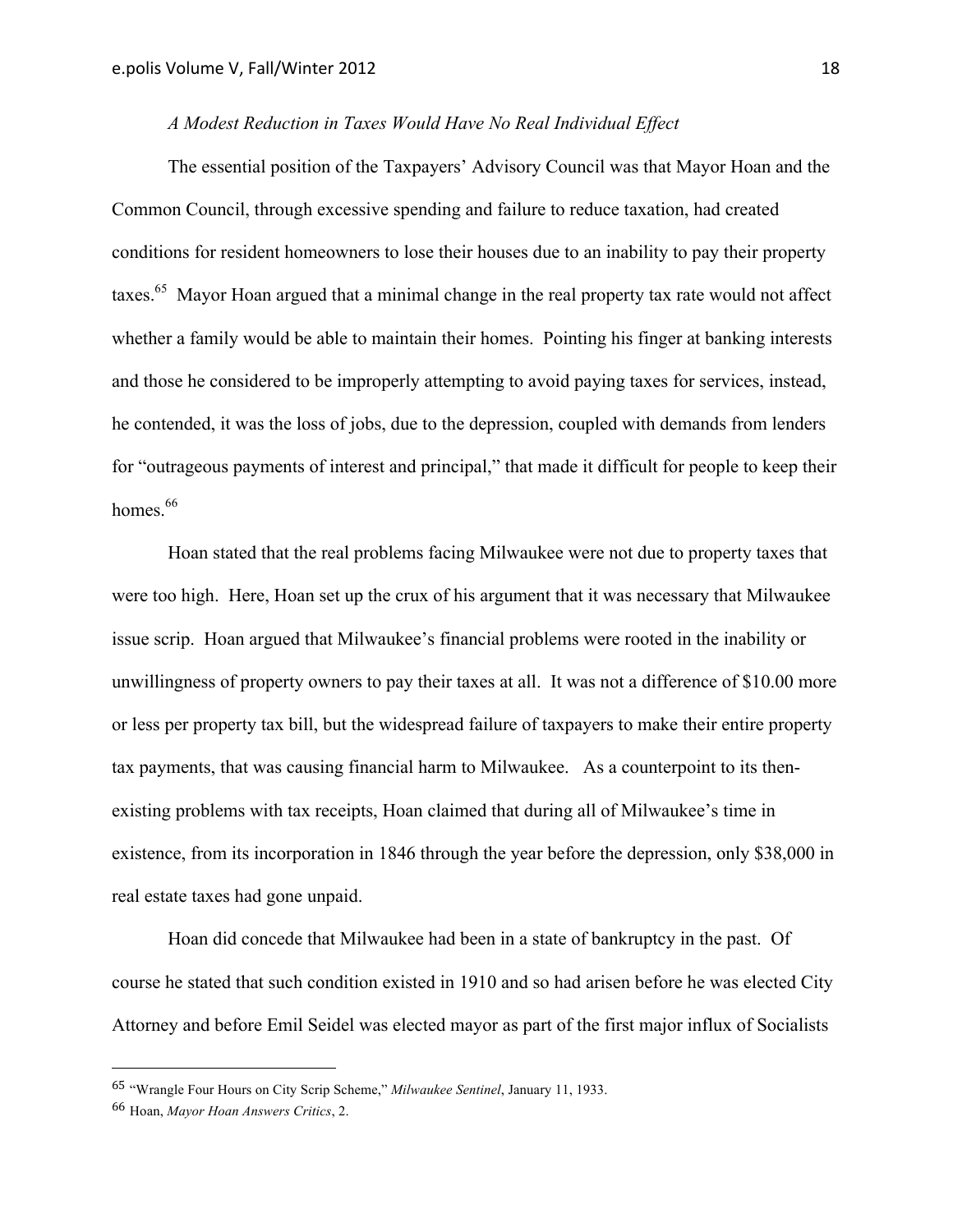*A Modest Reduction in Taxes Would Have No Real Individual Effect*

The essential position of the Taxpayers' Advisory Council was that Mayor Hoan and the Common Council, through excessive spending and failure to reduce taxation, had created conditions for resident homeowners to lose their houses due to an inability to pay their property taxes.[65] Mayor Hoan argued that a minimal change in the real property tax rate would not affect whether a family would be able to maintain their homes. Pointing his finger at banking interests and those he considered to be improperly attempting to avoid paying taxes for services, instead, he contended, it was the loss of jobs, due to the depression, coupled with demands from lenders for "outrageous payments of interest and principal," that made it difficult for people to keep their homes.[66]

Hoan stated that the real problems facing Milwaukee were not due to property taxes that were too high. Here, Hoan set up the crux of his argument that it was necessary that Milwaukee issue scrip. Hoan argued that Milwaukee's financial problems were rooted in the inability or unwillingness of property owners to pay their taxes at all. It was not a difference of $10.00 more or less per property tax bill, but the widespread failure of taxpayers to make their entire property tax payments, that was causing financial harm to Milwaukee. As a counterpoint to its then-existing problems with tax receipts, Hoan claimed that during all of Milwaukee's time in existence, from its incorporation in 1846 through the year before the depression, only $38,000 in real estate taxes had gone unpaid.

Hoan did concede that Milwaukee had been in a state of bankruptcy in the past. Of course he stated that such condition existed in 1910 and so had arisen before he was elected City Attorney and before Emil Seidel was elected mayor as part of the first major influx of Socialists

---

[65] "Wrangle Four Hours on City Scrip Scheme," *Milwaukee Sentinel*, January 11, 1933.

[66] Hoan, *Mayor Hoan Answers Critics*, 2.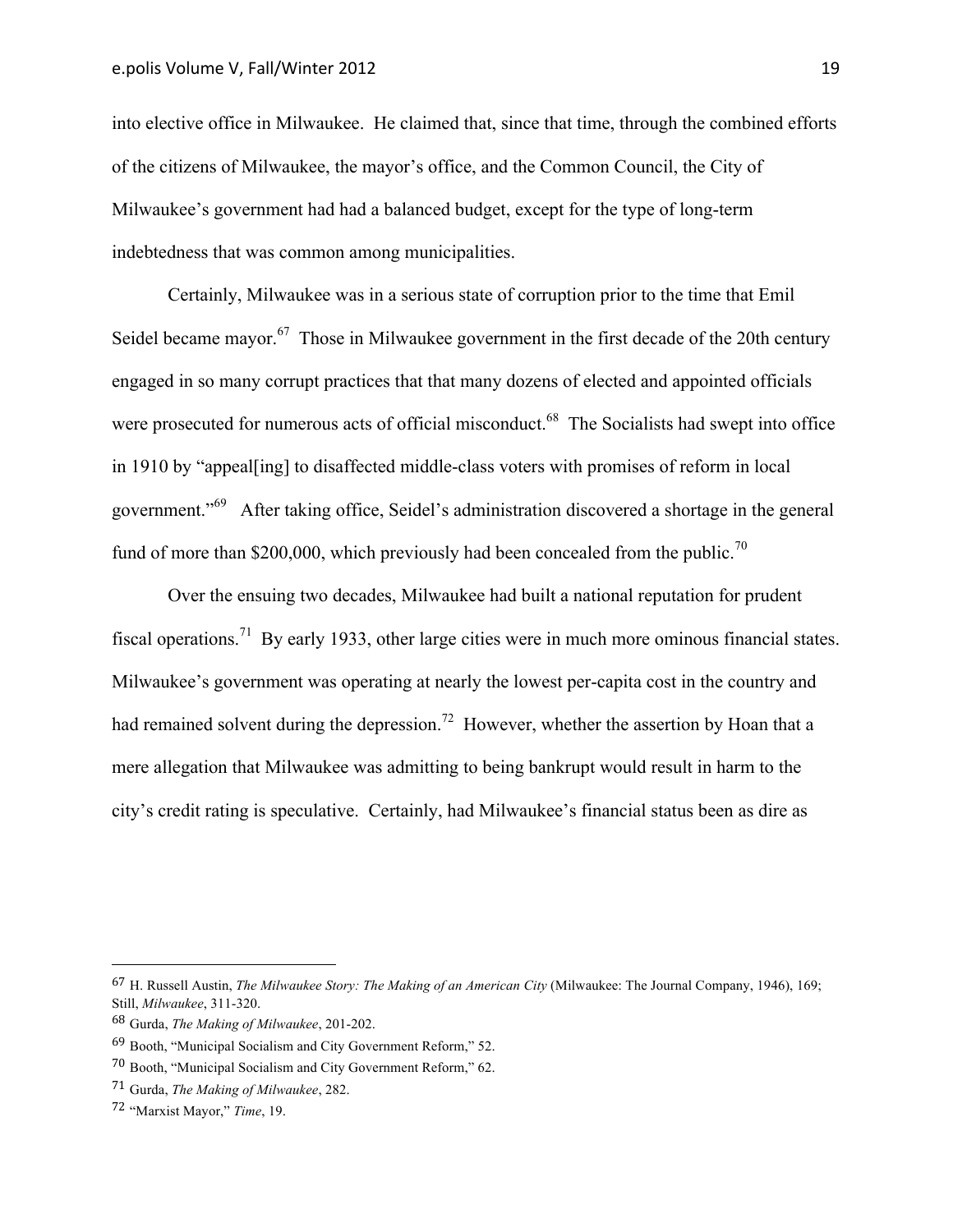into elective office in Milwaukee. He claimed that, since that time, through the combined efforts of the citizens of Milwaukee, the mayor's office, and the Common Council, the City of Milwaukee's government had had a balanced budget, except for the type of long-term indebtedness that was common among municipalities.

Certainly, Milwaukee was in a serious state of corruption prior to the time that Emil Seidel became mayor.[67] Those in Milwaukee government in the first decade of the 20th century engaged in so many corrupt practices that that many dozens of elected and appointed officials were prosecuted for numerous acts of official misconduct.[68] The Socialists had swept into office in 1910 by "appeal[ing] to disaffected middle-class voters with promises of reform in local government."[69] After taking office, Seidel's administration discovered a shortage in the general fund of more than $200,000, which previously had been concealed from the public.[70]

Over the ensuing two decades, Milwaukee had built a national reputation for prudent fiscal operations.[71] By early 1933, other large cities were in much more ominous financial states. Milwaukee's government was operating at nearly the lowest per-capita cost in the country and had remained solvent during the depression.[72] However, whether the assertion by Hoan that a mere allegation that Milwaukee was admitting to being bankrupt would result in harm to the city's credit rating is speculative. Certainly, had Milwaukee's financial status been as dire as

---

67 H. Russell Austin, *The Milwaukee Story: The Making of an American City* (Milwaukee: The Journal Company, 1946), 169; Still, *Milwaukee*, 311-320.

68 Gurda, *The Making of Milwaukee*, 201-202.

69 Booth, "Municipal Socialism and City Government Reform," 52.

70 Booth, "Municipal Socialism and City Government Reform," 62.

71 Gurda, *The Making of Milwaukee*, 282.

72 "Marxist Mayor," *Time*, 19.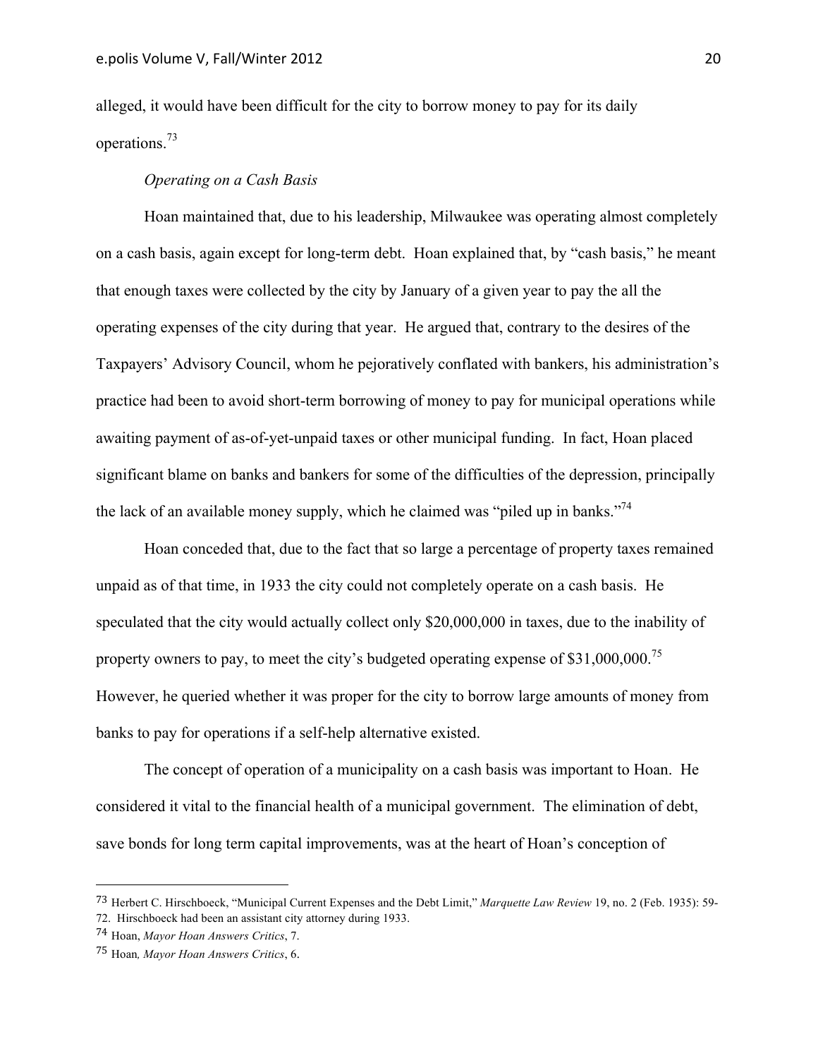alleged, it would have been difficult for the city to borrow money to pay for its daily operations.[73]

*Operating on a Cash Basis*

Hoan maintained that, due to his leadership, Milwaukee was operating almost completely on a cash basis, again except for long-term debt. Hoan explained that, by "cash basis," he meant that enough taxes were collected by the city by January of a given year to pay the all the operating expenses of the city during that year. He argued that, contrary to the desires of the Taxpayers' Advisory Council, whom he pejoratively conflated with bankers, his administration's practice had been to avoid short-term borrowing of money to pay for municipal operations while awaiting payment of as-of-yet-unpaid taxes or other municipal funding. In fact, Hoan placed significant blame on banks and bankers for some of the difficulties of the depression, principally the lack of an available money supply, which he claimed was "piled up in banks."[74]

Hoan conceded that, due to the fact that so large a percentage of property taxes remained unpaid as of that time, in 1933 the city could not completely operate on a cash basis. He speculated that the city would actually collect only $20,000,000 in taxes, due to the inability of property owners to pay, to meet the city's budgeted operating expense of $31,000,000.[75] However, he queried whether it was proper for the city to borrow large amounts of money from banks to pay for operations if a self-help alternative existed.

The concept of operation of a municipality on a cash basis was important to Hoan. He considered it vital to the financial health of a municipal government. The elimination of debt, save bonds for long term capital improvements, was at the heart of Hoan's conception of

---

[73] Herbert C. Hirschboeck, "Municipal Current Expenses and the Debt Limit," *Marquette Law Review* 19, no. 2 (Feb. 1935): 59-72. Hirschboeck had been an assistant city attorney during 1933.

[74] Hoan, *Mayor Hoan Answers Critics*, 7.

[75] Hoan*, Mayor Hoan Answers Critics*, 6.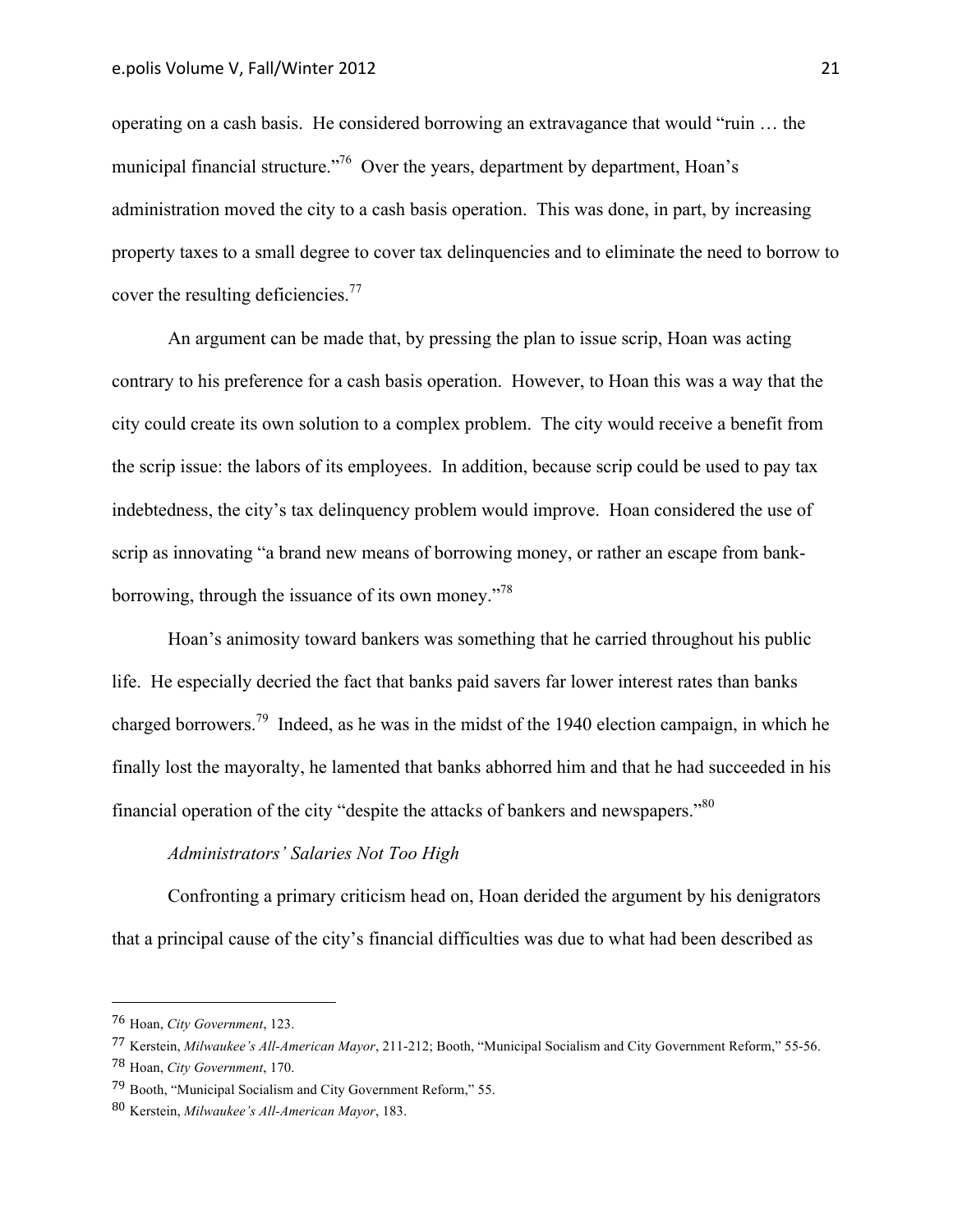operating on a cash basis. He considered borrowing an extravagance that would "ruin … the municipal financial structure."[76] Over the years, department by department, Hoan's administration moved the city to a cash basis operation. This was done, in part, by increasing property taxes to a small degree to cover tax delinquencies and to eliminate the need to borrow to cover the resulting deficiencies.[77]

An argument can be made that, by pressing the plan to issue scrip, Hoan was acting contrary to his preference for a cash basis operation. However, to Hoan this was a way that the city could create its own solution to a complex problem. The city would receive a benefit from the scrip issue: the labors of its employees. In addition, because scrip could be used to pay tax indebtedness, the city's tax delinquency problem would improve. Hoan considered the use of scrip as innovating "a brand new means of borrowing money, or rather an escape from bank-borrowing, through the issuance of its own money."[78]

Hoan's animosity toward bankers was something that he carried throughout his public life. He especially decried the fact that banks paid savers far lower interest rates than banks charged borrowers.[79] Indeed, as he was in the midst of the 1940 election campaign, in which he finally lost the mayoralty, he lamented that banks abhorred him and that he had succeeded in his financial operation of the city "despite the attacks of bankers and newspapers."[80]

*Administrators' Salaries Not Too High*

Confronting a primary criticism head on, Hoan derided the argument by his denigrators that a principal cause of the city's financial difficulties was due to what had been described as

---

76 Hoan, *City Government*, 123.

77 Kerstein, *Milwaukee's All-American Mayor*, 211-212; Booth, "Municipal Socialism and City Government Reform," 55-56.

78 Hoan, *City Government*, 170.

79 Booth, "Municipal Socialism and City Government Reform," 55.

80 Kerstein, *Milwaukee's All-American Mayor*, 183.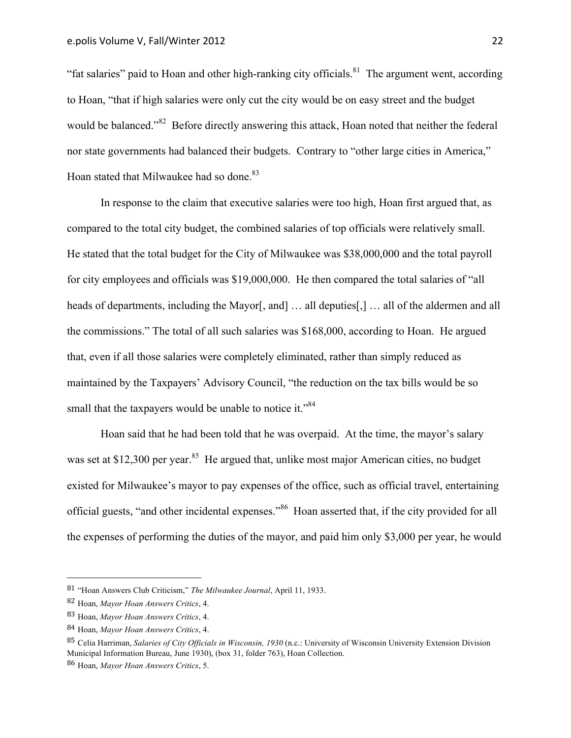"fat salaries" paid to Hoan and other high-ranking city officials.[81] The argument went, according to Hoan, "that if high salaries were only cut the city would be on easy street and the budget would be balanced."[82] Before directly answering this attack, Hoan noted that neither the federal nor state governments had balanced their budgets. Contrary to "other large cities in America," Hoan stated that Milwaukee had so done.[83]

In response to the claim that executive salaries were too high, Hoan first argued that, as compared to the total city budget, the combined salaries of top officials were relatively small. He stated that the total budget for the City of Milwaukee was $38,000,000 and the total payroll for city employees and officials was $19,000,000. He then compared the total salaries of "all heads of departments, including the Mayor[, and] … all deputies[,] … all of the aldermen and all the commissions." The total of all such salaries was $168,000, according to Hoan. He argued that, even if all those salaries were completely eliminated, rather than simply reduced as maintained by the Taxpayers' Advisory Council, "the reduction on the tax bills would be so small that the taxpayers would be unable to notice it."[84]

Hoan said that he had been told that he was overpaid. At the time, the mayor's salary was set at $12,300 per year.[85] He argued that, unlike most major American cities, no budget existed for Milwaukee's mayor to pay expenses of the office, such as official travel, entertaining official guests, "and other incidental expenses."[86] Hoan asserted that, if the city provided for all the expenses of performing the duties of the mayor, and paid him only $3,000 per year, he would

---

81 "Hoan Answers Club Criticism," *The Milwaukee Journal*, April 11, 1933.

82 Hoan, *Mayor Hoan Answers Critics*, 4.

83 Hoan, *Mayor Hoan Answers Critics*, 4.

84 Hoan, *Mayor Hoan Answers Critics*, 4.

85 Celia Harriman, *Salaries of City Officials in Wisconsin, 1930* (n.c.: University of Wisconsin University Extension Division Municipal Information Bureau, June 1930), (box 31, folder 763), Hoan Collection.

86 Hoan, *Mayor Hoan Answers Critics*, 5.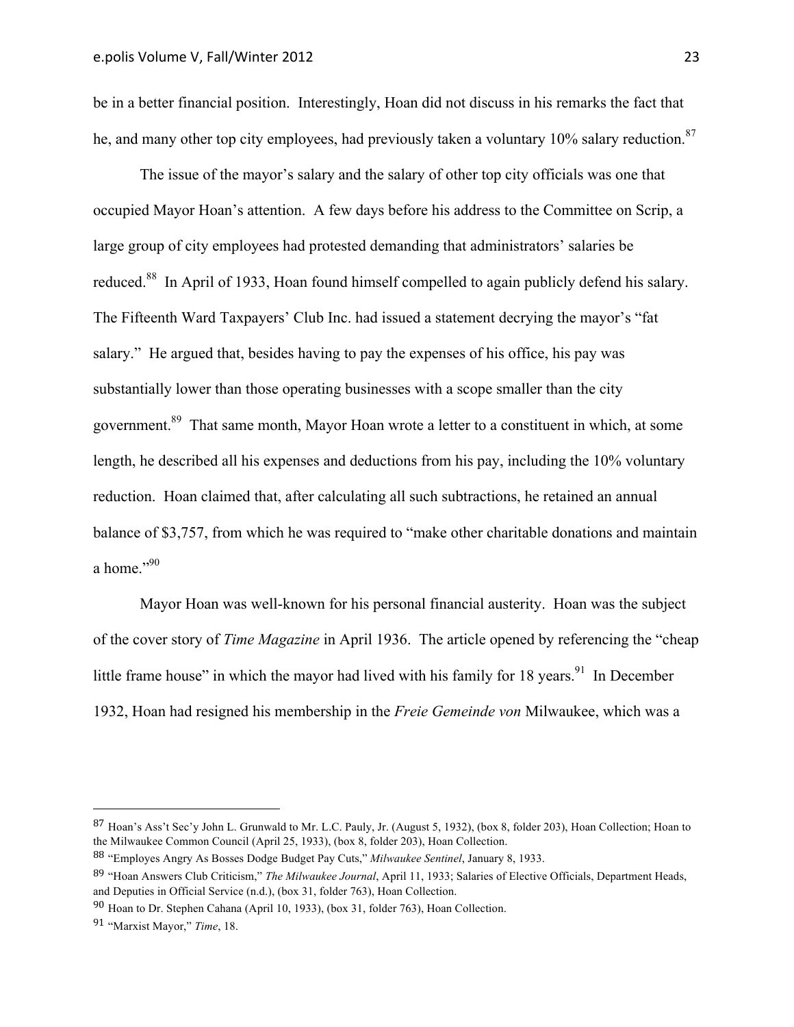be in a better financial position. Interestingly, Hoan did not discuss in his remarks the fact that he, and many other top city employees, had previously taken a voluntary 10% salary reduction.[87]

The issue of the mayor's salary and the salary of other top city officials was one that occupied Mayor Hoan's attention. A few days before his address to the Committee on Scrip, a large group of city employees had protested demanding that administrators' salaries be reduced.[88] In April of 1933, Hoan found himself compelled to again publicly defend his salary. The Fifteenth Ward Taxpayers' Club Inc. had issued a statement decrying the mayor's "fat salary." He argued that, besides having to pay the expenses of his office, his pay was substantially lower than those operating businesses with a scope smaller than the city government.[89] That same month, Mayor Hoan wrote a letter to a constituent in which, at some length, he described all his expenses and deductions from his pay, including the 10% voluntary reduction. Hoan claimed that, after calculating all such subtractions, he retained an annual balance of $3,757, from which he was required to "make other charitable donations and maintain a home."[90]

Mayor Hoan was well-known for his personal financial austerity. Hoan was the subject of the cover story of *Time Magazine* in April 1936. The article opened by referencing the "cheap little frame house" in which the mayor had lived with his family for 18 years.[91] In December 1932, Hoan had resigned his membership in the *Freie Gemeinde von* Milwaukee, which was a

---

87 Hoan's Ass't Sec'y John L. Grunwald to Mr. L.C. Pauly, Jr. (August 5, 1932), (box 8, folder 203), Hoan Collection; Hoan to the Milwaukee Common Council (April 25, 1933), (box 8, folder 203), Hoan Collection.

88 "Employes Angry As Bosses Dodge Budget Pay Cuts," *Milwaukee Sentinel*, January 8, 1933.

89 "Hoan Answers Club Criticism," *The Milwaukee Journal*, April 11, 1933; Salaries of Elective Officials, Department Heads, and Deputies in Official Service (n.d.), (box 31, folder 763), Hoan Collection.

90 Hoan to Dr. Stephen Cahana (April 10, 1933), (box 31, folder 763), Hoan Collection.

91 "Marxist Mayor," *Time*, 18.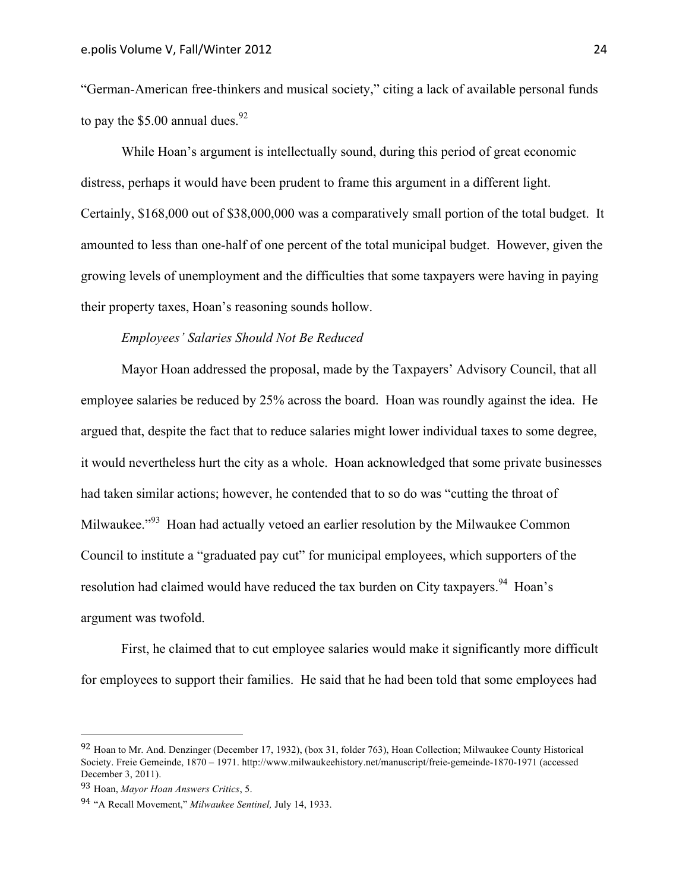"German-American free-thinkers and musical society," citing a lack of available personal funds to pay the $5.00 annual dues.[92]

While Hoan's argument is intellectually sound, during this period of great economic distress, perhaps it would have been prudent to frame this argument in a different light. Certainly, $168,000 out of $38,000,000 was a comparatively small portion of the total budget. It amounted to less than one-half of one percent of the total municipal budget. However, given the growing levels of unemployment and the difficulties that some taxpayers were having in paying their property taxes, Hoan's reasoning sounds hollow.

*Employees' Salaries Should Not Be Reduced*

Mayor Hoan addressed the proposal, made by the Taxpayers' Advisory Council, that all employee salaries be reduced by 25% across the board. Hoan was roundly against the idea. He argued that, despite the fact that to reduce salaries might lower individual taxes to some degree, it would nevertheless hurt the city as a whole. Hoan acknowledged that some private businesses had taken similar actions; however, he contended that to so do was "cutting the throat of Milwaukee."[93] Hoan had actually vetoed an earlier resolution by the Milwaukee Common Council to institute a "graduated pay cut" for municipal employees, which supporters of the resolution had claimed would have reduced the tax burden on City taxpayers.[94] Hoan's argument was twofold.

First, he claimed that to cut employee salaries would make it significantly more difficult for employees to support their families. He said that he had been told that some employees had

---

[92] Hoan to Mr. And. Denzinger (December 17, 1932), (box 31, folder 763), Hoan Collection; Milwaukee County Historical Society. Freie Gemeinde, 1870 – 1971. http://www.milwaukeehistory.net/manuscript/freie-gemeinde-1870-1971 (accessed December 3, 2011).

[93] Hoan, *Mayor Hoan Answers Critics*, 5.

[94] "A Recall Movement," *Milwaukee Sentinel,* July 14, 1933.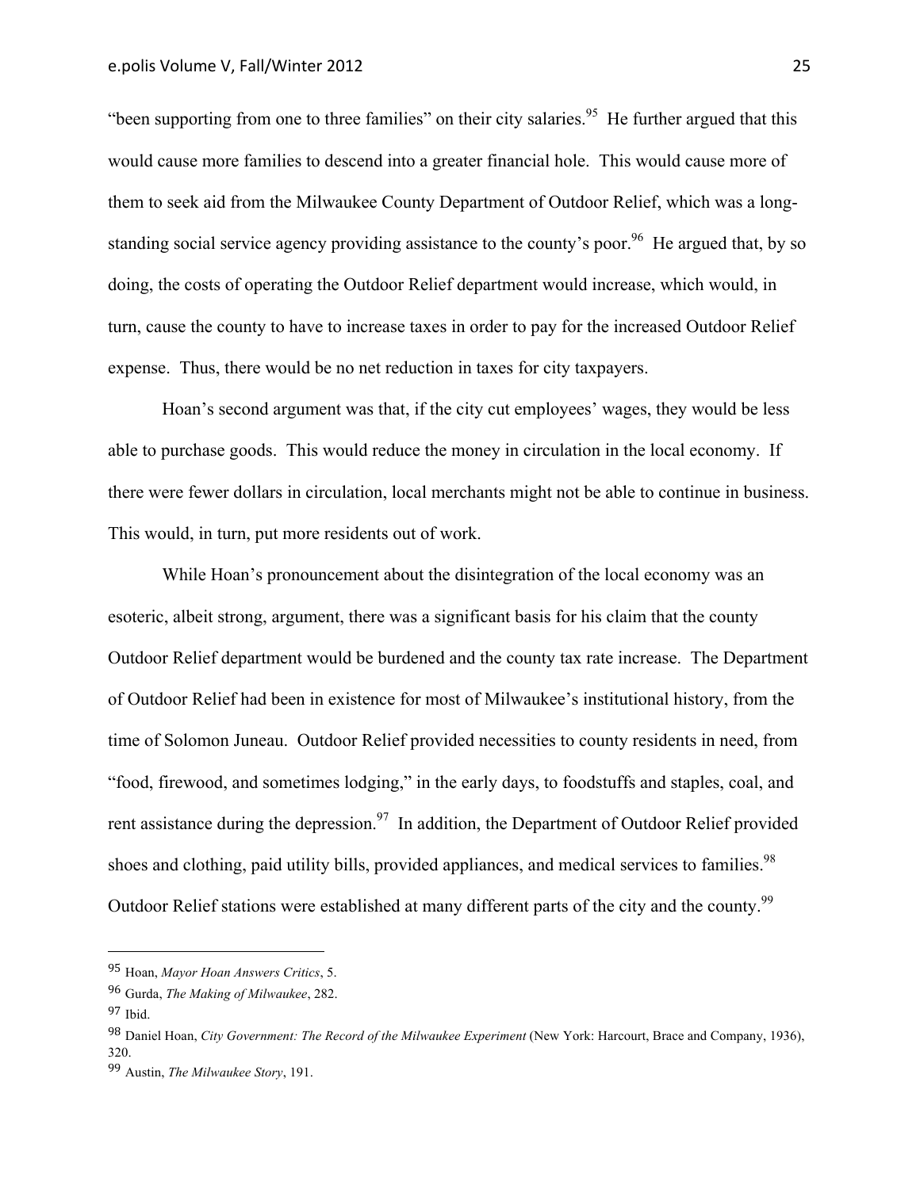"been supporting from one to three families" on their city salaries.[95] He further argued that this would cause more families to descend into a greater financial hole. This would cause more of them to seek aid from the Milwaukee County Department of Outdoor Relief, which was a long-standing social service agency providing assistance to the county's poor.[96] He argued that, by so doing, the costs of operating the Outdoor Relief department would increase, which would, in turn, cause the county to have to increase taxes in order to pay for the increased Outdoor Relief expense. Thus, there would be no net reduction in taxes for city taxpayers.

Hoan's second argument was that, if the city cut employees' wages, they would be less able to purchase goods. This would reduce the money in circulation in the local economy. If there were fewer dollars in circulation, local merchants might not be able to continue in business. This would, in turn, put more residents out of work.

While Hoan's pronouncement about the disintegration of the local economy was an esoteric, albeit strong, argument, there was a significant basis for his claim that the county Outdoor Relief department would be burdened and the county tax rate increase. The Department of Outdoor Relief had been in existence for most of Milwaukee's institutional history, from the time of Solomon Juneau. Outdoor Relief provided necessities to county residents in need, from "food, firewood, and sometimes lodging," in the early days, to foodstuffs and staples, coal, and rent assistance during the depression.[97] In addition, the Department of Outdoor Relief provided shoes and clothing, paid utility bills, provided appliances, and medical services to families.[98] Outdoor Relief stations were established at many different parts of the city and the county.[99]

---

[95] Hoan, *Mayor Hoan Answers Critics*, 5.

[96] Gurda, *The Making of Milwaukee*, 282.

[97] Ibid.

[98] Daniel Hoan, *City Government: The Record of the Milwaukee Experiment* (New York: Harcourt, Brace and Company, 1936), 320.

[99] Austin, *The Milwaukee Story*, 191.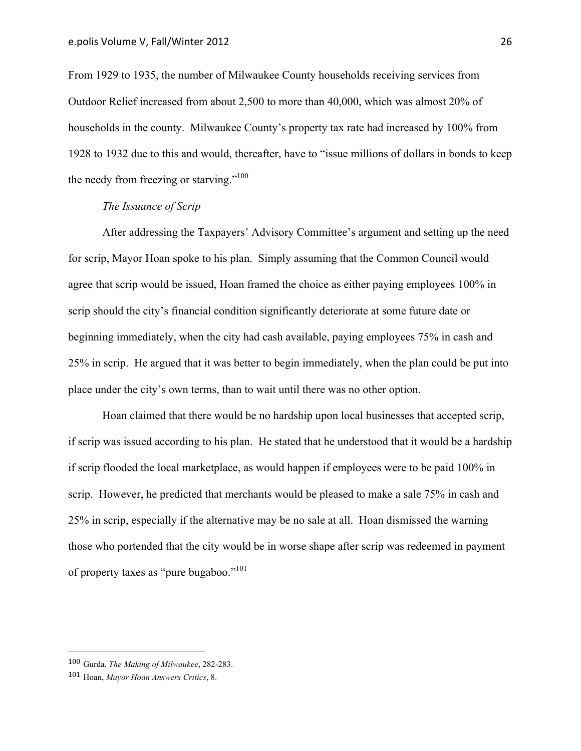From 1929 to 1935, the number of Milwaukee County households receiving services from Outdoor Relief increased from about 2,500 to more than 40,000, which was almost 20% of households in the county. Milwaukee County's property tax rate had increased by 100% from 1928 to 1932 due to this and would, thereafter, have to "issue millions of dollars in bonds to keep the needy from freezing or starving."[100]

*The Issuance of Scrip*

After addressing the Taxpayers' Advisory Committee's argument and setting up the need for scrip, Mayor Hoan spoke to his plan. Simply assuming that the Common Council would agree that scrip would be issued, Hoan framed the choice as either paying employees 100% in scrip should the city's financial condition significantly deteriorate at some future date or beginning immediately, when the city had cash available, paying employees 75% in cash and 25% in scrip. He argued that it was better to begin immediately, when the plan could be put into place under the city's own terms, than to wait until there was no other option.

Hoan claimed that there would be no hardship upon local businesses that accepted scrip, if scrip was issued according to his plan. He stated that he understood that it would be a hardship if scrip flooded the local marketplace, as would happen if employees were to be paid 100% in scrip. However, he predicted that merchants would be pleased to make a sale 75% in cash and 25% in scrip, especially if the alternative may be no sale at all. Hoan dismissed the warning those who portended that the city would be in worse shape after scrip was redeemed in payment of property taxes as "pure bugaboo."[101]

---

[100] Gurda, *The Making of Milwaukee*, 282-283.

[101] Hoan, *Mayor Hoan Answers Critics*, 8.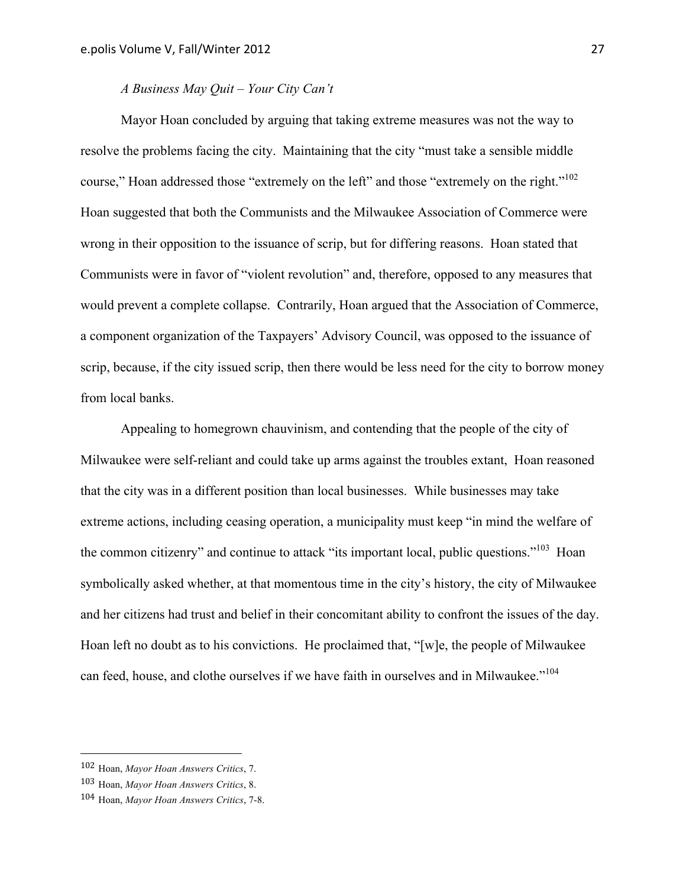*A Business May Quit – Your City Can't*

Mayor Hoan concluded by arguing that taking extreme measures was not the way to resolve the problems facing the city. Maintaining that the city "must take a sensible middle course," Hoan addressed those "extremely on the left" and those "extremely on the right."[102] Hoan suggested that both the Communists and the Milwaukee Association of Commerce were wrong in their opposition to the issuance of scrip, but for differing reasons. Hoan stated that Communists were in favor of "violent revolution" and, therefore, opposed to any measures that would prevent a complete collapse. Contrarily, Hoan argued that the Association of Commerce, a component organization of the Taxpayers' Advisory Council, was opposed to the issuance of scrip, because, if the city issued scrip, then there would be less need for the city to borrow money from local banks.

Appealing to homegrown chauvinism, and contending that the people of the city of Milwaukee were self-reliant and could take up arms against the troubles extant, Hoan reasoned that the city was in a different position than local businesses. While businesses may take extreme actions, including ceasing operation, a municipality must keep "in mind the welfare of the common citizenry" and continue to attack "its important local, public questions."[103] Hoan symbolically asked whether, at that momentous time in the city's history, the city of Milwaukee and her citizens had trust and belief in their concomitant ability to confront the issues of the day. Hoan left no doubt as to his convictions. He proclaimed that, "[w]e, the people of Milwaukee can feed, house, and clothe ourselves if we have faith in ourselves and in Milwaukee."[104]

---

102 Hoan, *Mayor Hoan Answers Critics*, 7.

103 Hoan, *Mayor Hoan Answers Critics*, 8.

104 Hoan, *Mayor Hoan Answers Critics*, 7-8.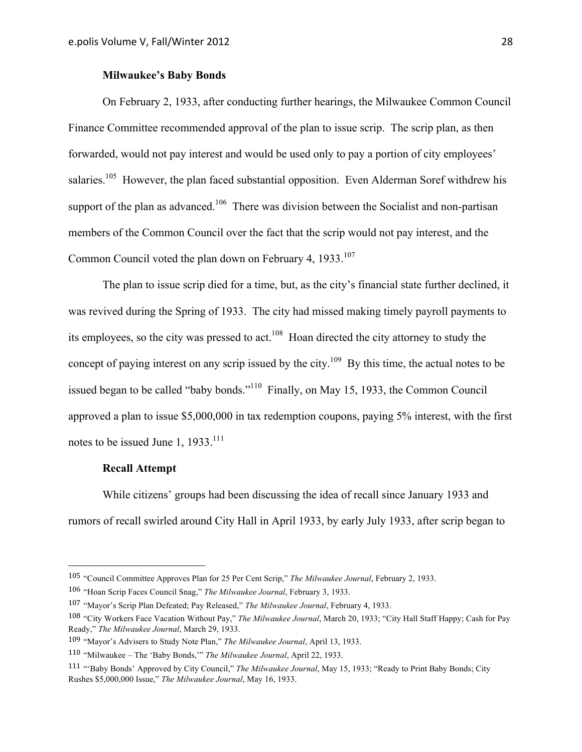### Milwaukee's Baby Bonds

On February 2, 1933, after conducting further hearings, the Milwaukee Common Council Finance Committee recommended approval of the plan to issue scrip. The scrip plan, as then forwarded, would not pay interest and would be used only to pay a portion of city employees' salaries.[105] However, the plan faced substantial opposition. Even Alderman Soref withdrew his support of the plan as advanced.[106] There was division between the Socialist and non-partisan members of the Common Council over the fact that the scrip would not pay interest, and the Common Council voted the plan down on February 4, 1933.[107]

The plan to issue scrip died for a time, but, as the city's financial state further declined, it was revived during the Spring of 1933. The city had missed making timely payroll payments to its employees, so the city was pressed to act.[108] Hoan directed the city attorney to study the concept of paying interest on any scrip issued by the city.[109] By this time, the actual notes to be issued began to be called "baby bonds."[110] Finally, on May 15, 1933, the Common Council approved a plan to issue $5,000,000 in tax redemption coupons, paying 5% interest, with the first notes to be issued June 1, 1933.[111]

### Recall Attempt

While citizens' groups had been discussing the idea of recall since January 1933 and rumors of recall swirled around City Hall in April 1933, by early July 1933, after scrip began to

---

105 "Council Committee Approves Plan for 25 Per Cent Scrip," *The Milwaukee Journal*, February 2, 1933.

106 "Hoan Scrip Faces Council Snag," *The Milwaukee Journal*, February 3, 1933.

107 "Mayor's Scrip Plan Defeated; Pay Released," *The Milwaukee Journal*, February 4, 1933.

108 "City Workers Face Vacation Without Pay," *The Milwaukee Journal*, March 20, 1933; "City Hall Staff Happy; Cash for Pay Ready," *The Milwaukee Journal*, March 29, 1933.

109 "Mayor's Advisers to Study Note Plan," *The Milwaukee Journal*, April 13, 1933.

110 "Milwaukee – The 'Baby Bonds,'" *The Milwaukee Journal*, April 22, 1933.

111 "'Baby Bonds' Approved by City Council," *The Milwaukee Journal*, May 15, 1933; "Ready to Print Baby Bonds; City Rushes $5,000,000 Issue," *The Milwaukee Journal*, May 16, 1933.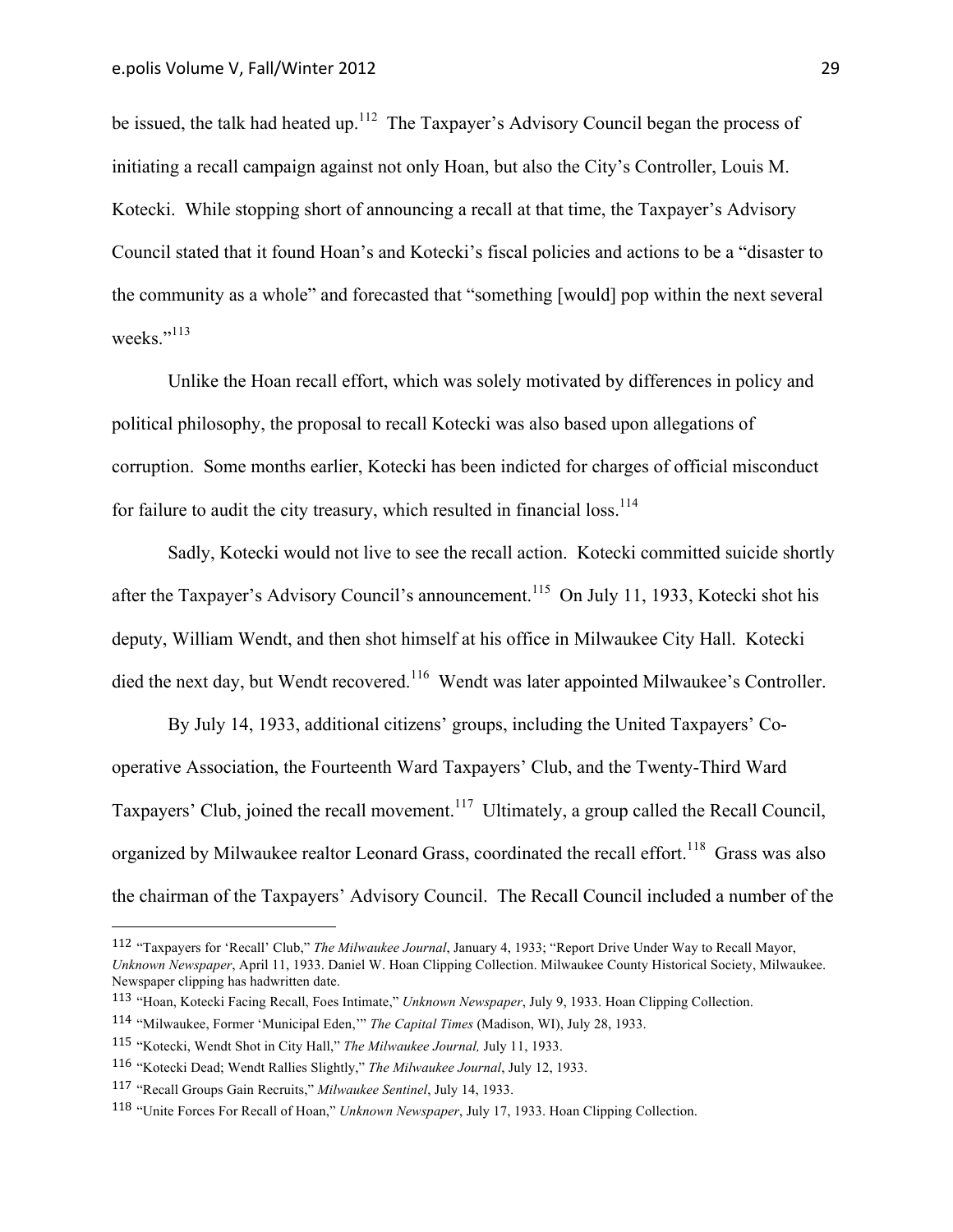be issued, the talk had heated up.[112] The Taxpayer's Advisory Council began the process of initiating a recall campaign against not only Hoan, but also the City's Controller, Louis M. Kotecki. While stopping short of announcing a recall at that time, the Taxpayer's Advisory Council stated that it found Hoan's and Kotecki's fiscal policies and actions to be a "disaster to the community as a whole" and forecasted that "something [would] pop within the next several weeks."[113]

Unlike the Hoan recall effort, which was solely motivated by differences in policy and political philosophy, the proposal to recall Kotecki was also based upon allegations of corruption. Some months earlier, Kotecki has been indicted for charges of official misconduct for failure to audit the city treasury, which resulted in financial loss.[114]

Sadly, Kotecki would not live to see the recall action. Kotecki committed suicide shortly after the Taxpayer's Advisory Council's announcement.[115] On July 11, 1933, Kotecki shot his deputy, William Wendt, and then shot himself at his office in Milwaukee City Hall. Kotecki died the next day, but Wendt recovered.[116] Wendt was later appointed Milwaukee's Controller.

By July 14, 1933, additional citizens' groups, including the United Taxpayers' Co-operative Association, the Fourteenth Ward Taxpayers' Club, and the Twenty-Third Ward Taxpayers' Club, joined the recall movement.[117] Ultimately, a group called the Recall Council, organized by Milwaukee realtor Leonard Grass, coordinated the recall effort.[118] Grass was also the chairman of the Taxpayers' Advisory Council. The Recall Council included a number of the

---

112 "Taxpayers for 'Recall' Club," *The Milwaukee Journal*, January 4, 1933; "Report Drive Under Way to Recall Mayor, *Unknown Newspaper*, April 11, 1933. Daniel W. Hoan Clipping Collection. Milwaukee County Historical Society, Milwaukee. Newspaper clipping has hadwritten date.

113 "Hoan, Kotecki Facing Recall, Foes Intimate," *Unknown Newspaper*, July 9, 1933. Hoan Clipping Collection.

114 "Milwaukee, Former 'Municipal Eden,'" *The Capital Times* (Madison, WI), July 28, 1933.

115 "Kotecki, Wendt Shot in City Hall," *The Milwaukee Journal,* July 11, 1933.

116 "Kotecki Dead; Wendt Rallies Slightly," *The Milwaukee Journal*, July 12, 1933.

117 "Recall Groups Gain Recruits," *Milwaukee Sentinel*, July 14, 1933.

118 "Unite Forces For Recall of Hoan," *Unknown Newspaper*, July 17, 1933. Hoan Clipping Collection.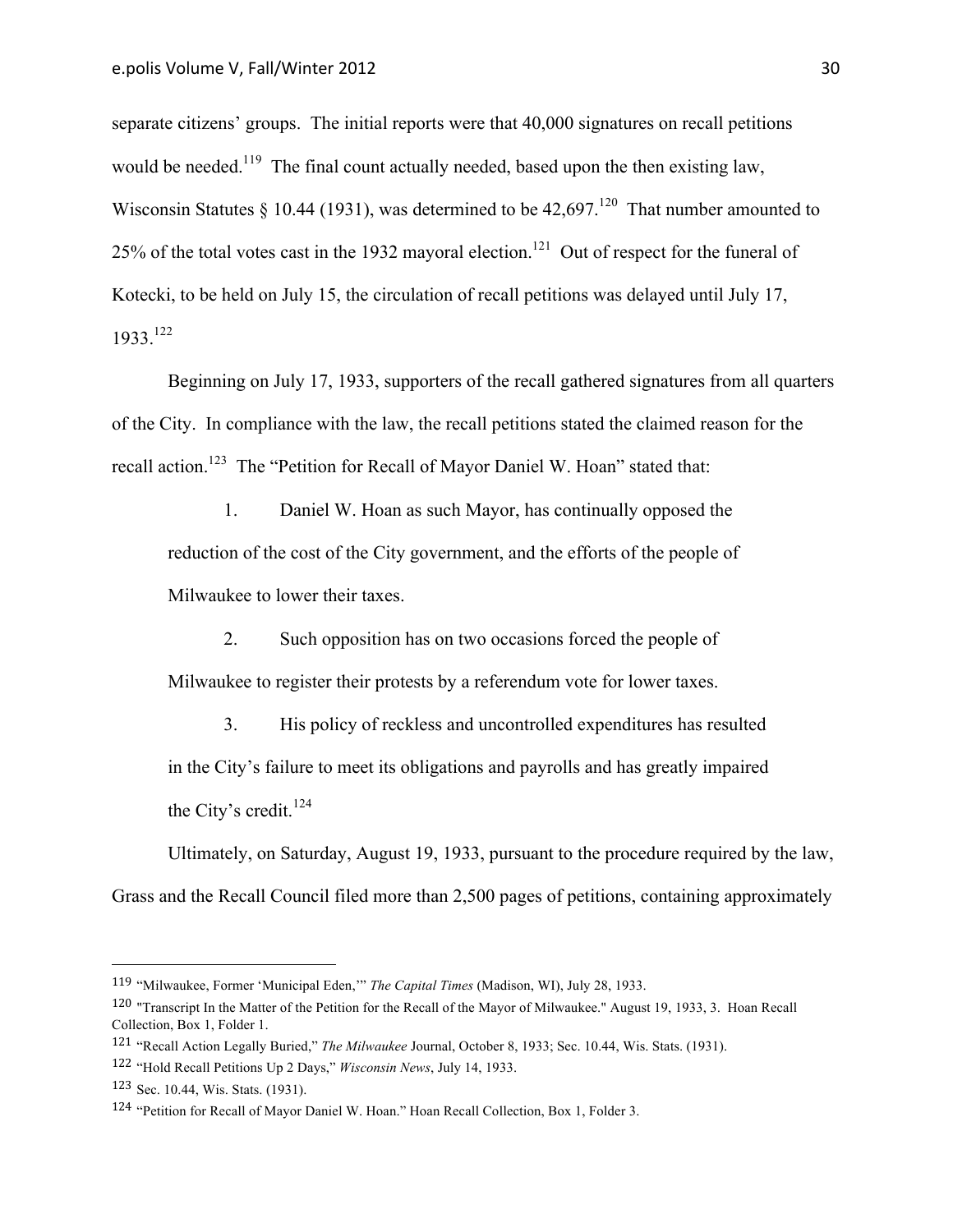separate citizens' groups. The initial reports were that 40,000 signatures on recall petitions would be needed.[119] The final count actually needed, based upon the then existing law, Wisconsin Statutes § 10.44 (1931), was determined to be 42,697.[120] That number amounted to 25% of the total votes cast in the 1932 mayoral election.[121] Out of respect for the funeral of Kotecki, to be held on July 15, the circulation of recall petitions was delayed until July 17, 1933.[122]

Beginning on July 17, 1933, supporters of the recall gathered signatures from all quarters of the City. In compliance with the law, the recall petitions stated the claimed reason for the recall action.[123] The "Petition for Recall of Mayor Daniel W. Hoan" stated that:

> 1. Daniel W. Hoan as such Mayor, has continually opposed the reduction of the cost of the City government, and the efforts of the people of Milwaukee to lower their taxes.
>
> 2. Such opposition has on two occasions forced the people of Milwaukee to register their protests by a referendum vote for lower taxes.
>
> 3. His policy of reckless and uncontrolled expenditures has resulted in the City's failure to meet its obligations and payrolls and has greatly impaired the City's credit.[124]

Ultimately, on Saturday, August 19, 1933, pursuant to the procedure required by the law, Grass and the Recall Council filed more than 2,500 pages of petitions, containing approximately

---

119 "Milwaukee, Former 'Municipal Eden,'" *The Capital Times* (Madison, WI), July 28, 1933.

120 "Transcript In the Matter of the Petition for the Recall of the Mayor of Milwaukee." August 19, 1933, 3. Hoan Recall Collection, Box 1, Folder 1.

121 "Recall Action Legally Buried," *The Milwaukee* Journal, October 8, 1933; Sec. 10.44, Wis. Stats. (1931).

122 "Hold Recall Petitions Up 2 Days," *Wisconsin News*, July 14, 1933.

123 Sec. 10.44, Wis. Stats. (1931).

124 "Petition for Recall of Mayor Daniel W. Hoan." Hoan Recall Collection, Box 1, Folder 3.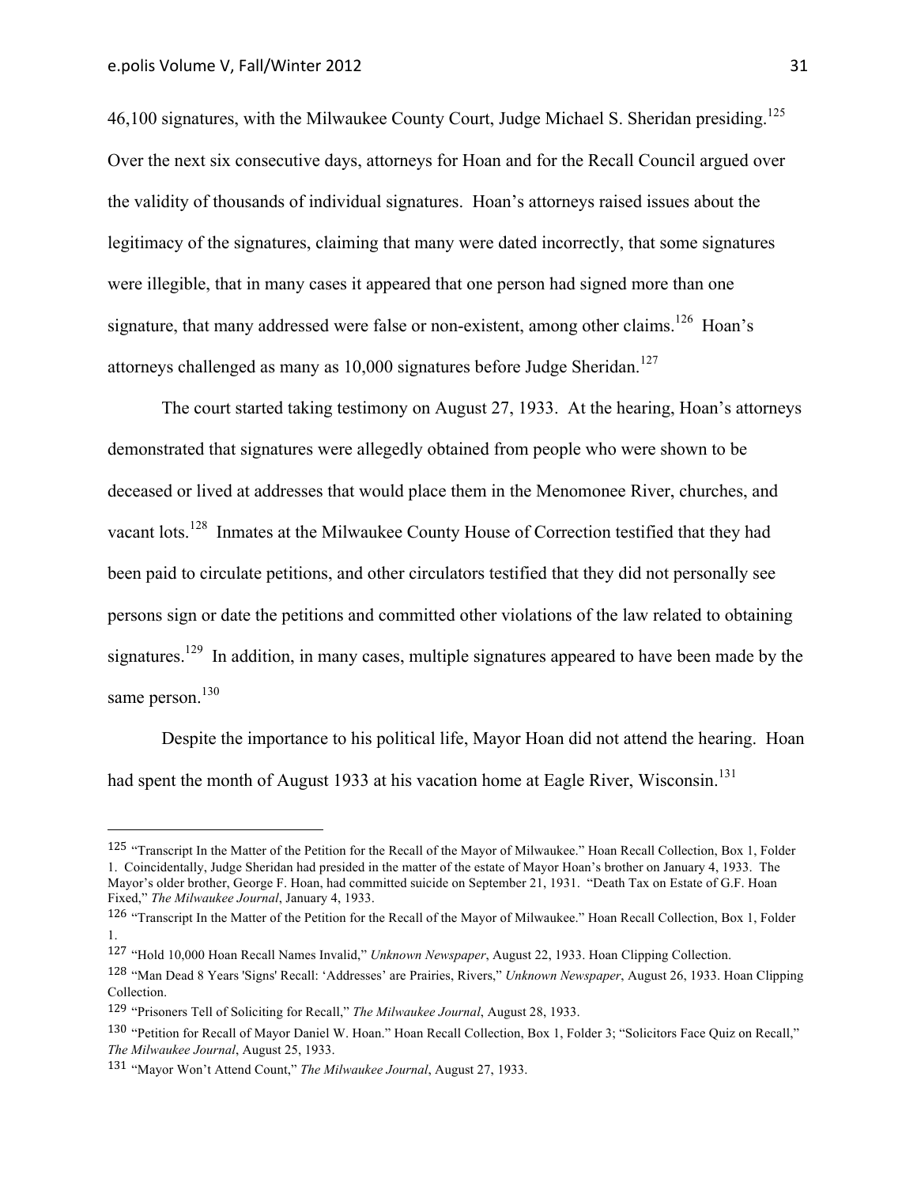46,100 signatures, with the Milwaukee County Court, Judge Michael S. Sheridan presiding.[125] Over the next six consecutive days, attorneys for Hoan and for the Recall Council argued over the validity of thousands of individual signatures. Hoan's attorneys raised issues about the legitimacy of the signatures, claiming that many were dated incorrectly, that some signatures were illegible, that in many cases it appeared that one person had signed more than one signature, that many addressed were false or non-existent, among other claims.[126] Hoan's attorneys challenged as many as 10,000 signatures before Judge Sheridan.[127]

The court started taking testimony on August 27, 1933. At the hearing, Hoan's attorneys demonstrated that signatures were allegedly obtained from people who were shown to be deceased or lived at addresses that would place them in the Menomonee River, churches, and vacant lots.[128] Inmates at the Milwaukee County House of Correction testified that they had been paid to circulate petitions, and other circulators testified that they did not personally see persons sign or date the petitions and committed other violations of the law related to obtaining signatures.[129] In addition, in many cases, multiple signatures appeared to have been made by the same person.[130]

Despite the importance to his political life, Mayor Hoan did not attend the hearing. Hoan had spent the month of August 1933 at his vacation home at Eagle River, Wisconsin.[131]

---

[125] "Transcript In the Matter of the Petition for the Recall of the Mayor of Milwaukee." Hoan Recall Collection, Box 1, Folder 1. Coincidentally, Judge Sheridan had presided in the matter of the estate of Mayor Hoan's brother on January 4, 1933. The Mayor's older brother, George F. Hoan, had committed suicide on September 21, 1931. "Death Tax on Estate of G.F. Hoan Fixed," *The Milwaukee Journal*, January 4, 1933.

[126] "Transcript In the Matter of the Petition for the Recall of the Mayor of Milwaukee." Hoan Recall Collection, Box 1, Folder 1.

[127] "Hold 10,000 Hoan Recall Names Invalid," *Unknown Newspaper*, August 22, 1933. Hoan Clipping Collection.

[128] "Man Dead 8 Years 'Signs' Recall: 'Addresses' are Prairies, Rivers," *Unknown Newspaper*, August 26, 1933. Hoan Clipping Collection.

[129] "Prisoners Tell of Soliciting for Recall," *The Milwaukee Journal*, August 28, 1933.

[130] "Petition for Recall of Mayor Daniel W. Hoan." Hoan Recall Collection, Box 1, Folder 3; "Solicitors Face Quiz on Recall," *The Milwaukee Journal*, August 25, 1933.

[131] "Mayor Won't Attend Count," *The Milwaukee Journal*, August 27, 1933.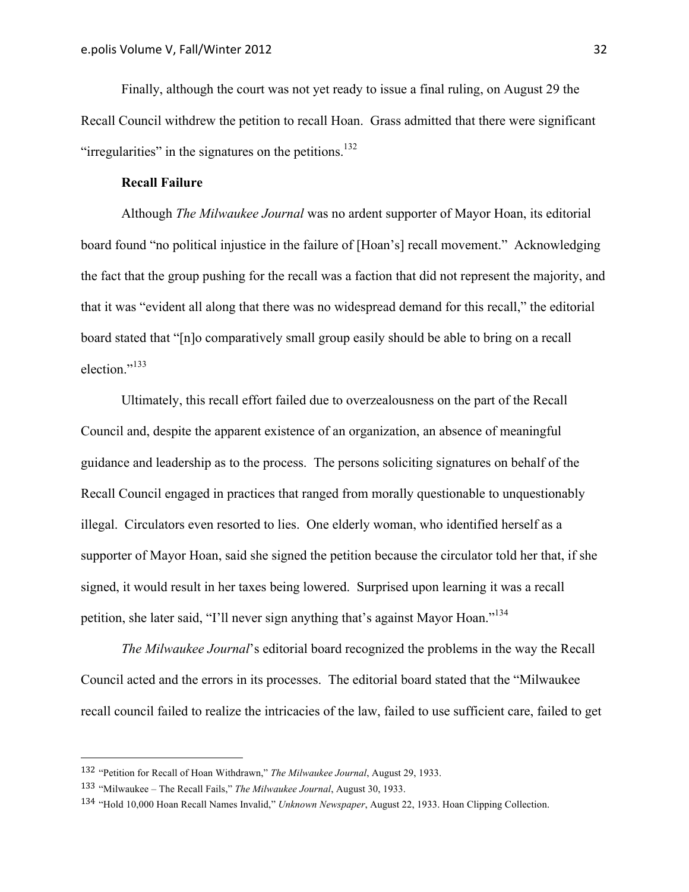Finally, although the court was not yet ready to issue a final ruling, on August 29 the Recall Council withdrew the petition to recall Hoan. Grass admitted that there were significant "irregularities" in the signatures on the petitions.[132]

**Recall Failure**

Although *The Milwaukee Journal* was no ardent supporter of Mayor Hoan, its editorial board found "no political injustice in the failure of [Hoan's] recall movement." Acknowledging the fact that the group pushing for the recall was a faction that did not represent the majority, and that it was "evident all along that there was no widespread demand for this recall," the editorial board stated that "[n]o comparatively small group easily should be able to bring on a recall election."[133]

Ultimately, this recall effort failed due to overzealousness on the part of the Recall Council and, despite the apparent existence of an organization, an absence of meaningful guidance and leadership as to the process. The persons soliciting signatures on behalf of the Recall Council engaged in practices that ranged from morally questionable to unquestionably illegal. Circulators even resorted to lies. One elderly woman, who identified herself as a supporter of Mayor Hoan, said she signed the petition because the circulator told her that, if she signed, it would result in her taxes being lowered. Surprised upon learning it was a recall petition, she later said, "I'll never sign anything that's against Mayor Hoan."[134]

*The Milwaukee Journal*'s editorial board recognized the problems in the way the Recall Council acted and the errors in its processes. The editorial board stated that the "Milwaukee recall council failed to realize the intricacies of the law, failed to use sufficient care, failed to get

---

[132] "Petition for Recall of Hoan Withdrawn," *The Milwaukee Journal*, August 29, 1933.

[133] "Milwaukee – The Recall Fails," *The Milwaukee Journal*, August 30, 1933.

[134] "Hold 10,000 Hoan Recall Names Invalid," *Unknown Newspaper*, August 22, 1933. Hoan Clipping Collection.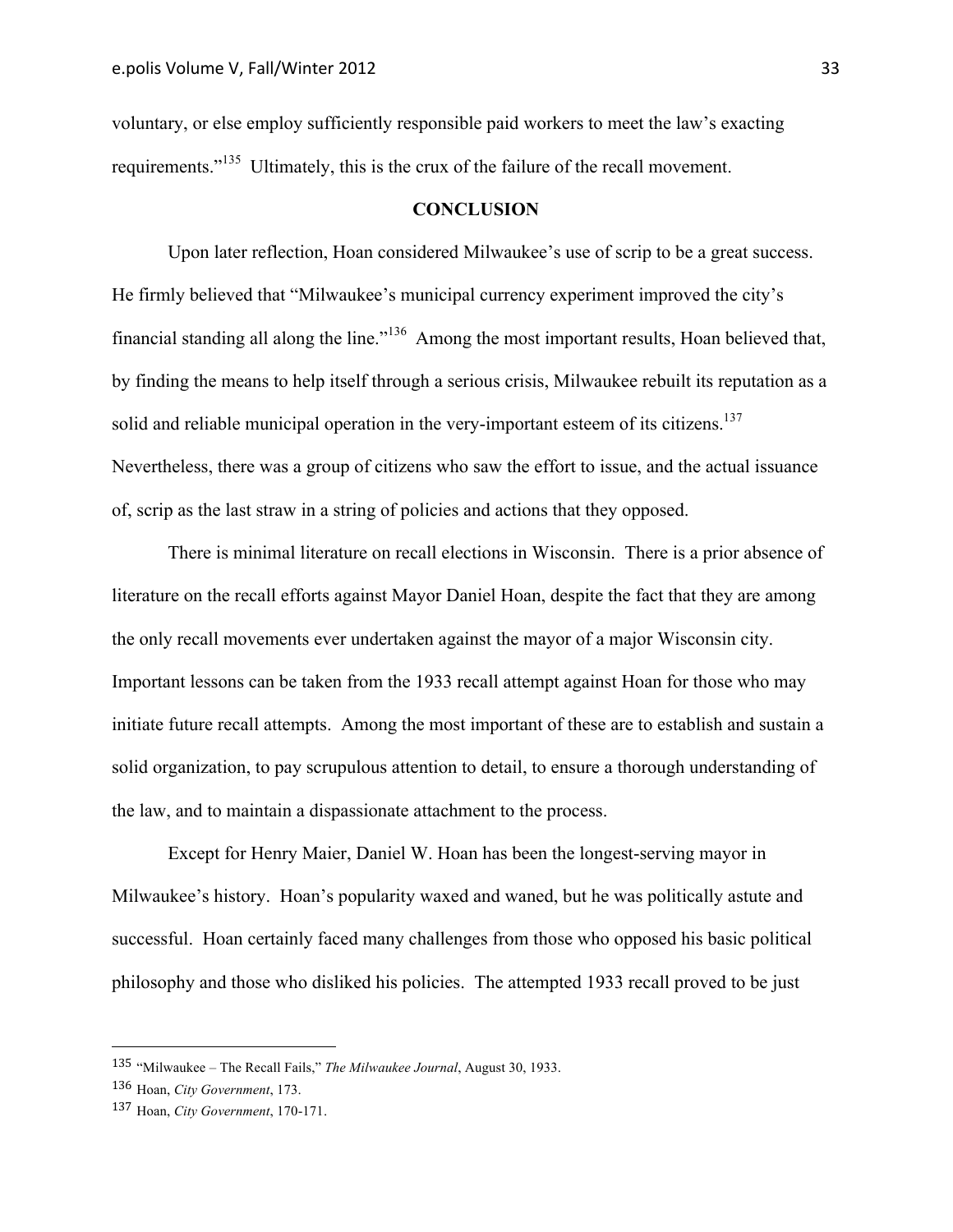voluntary, or else employ sufficiently responsible paid workers to meet the law's exacting requirements."[135] Ultimately, this is the crux of the failure of the recall movement.

**CONCLUSION**

Upon later reflection, Hoan considered Milwaukee's use of scrip to be a great success. He firmly believed that "Milwaukee's municipal currency experiment improved the city's financial standing all along the line."[136] Among the most important results, Hoan believed that, by finding the means to help itself through a serious crisis, Milwaukee rebuilt its reputation as a solid and reliable municipal operation in the very-important esteem of its citizens.[137] Nevertheless, there was a group of citizens who saw the effort to issue, and the actual issuance of, scrip as the last straw in a string of policies and actions that they opposed.

There is minimal literature on recall elections in Wisconsin. There is a prior absence of literature on the recall efforts against Mayor Daniel Hoan, despite the fact that they are among the only recall movements ever undertaken against the mayor of a major Wisconsin city. Important lessons can be taken from the 1933 recall attempt against Hoan for those who may initiate future recall attempts. Among the most important of these are to establish and sustain a solid organization, to pay scrupulous attention to detail, to ensure a thorough understanding of the law, and to maintain a dispassionate attachment to the process.

Except for Henry Maier, Daniel W. Hoan has been the longest-serving mayor in Milwaukee's history. Hoan's popularity waxed and waned, but he was politically astute and successful. Hoan certainly faced many challenges from those who opposed his basic political philosophy and those who disliked his policies. The attempted 1933 recall proved to be just

---

135 "Milwaukee – The Recall Fails," *The Milwaukee Journal*, August 30, 1933.

136 Hoan, *City Government*, 173.

137 Hoan, *City Government*, 170-171.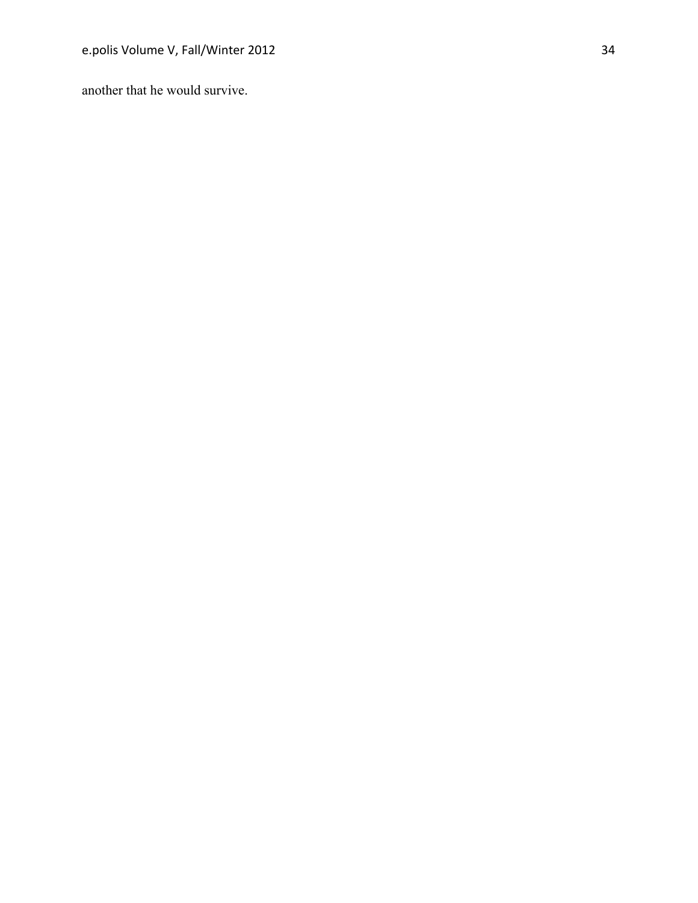another that he would survive.